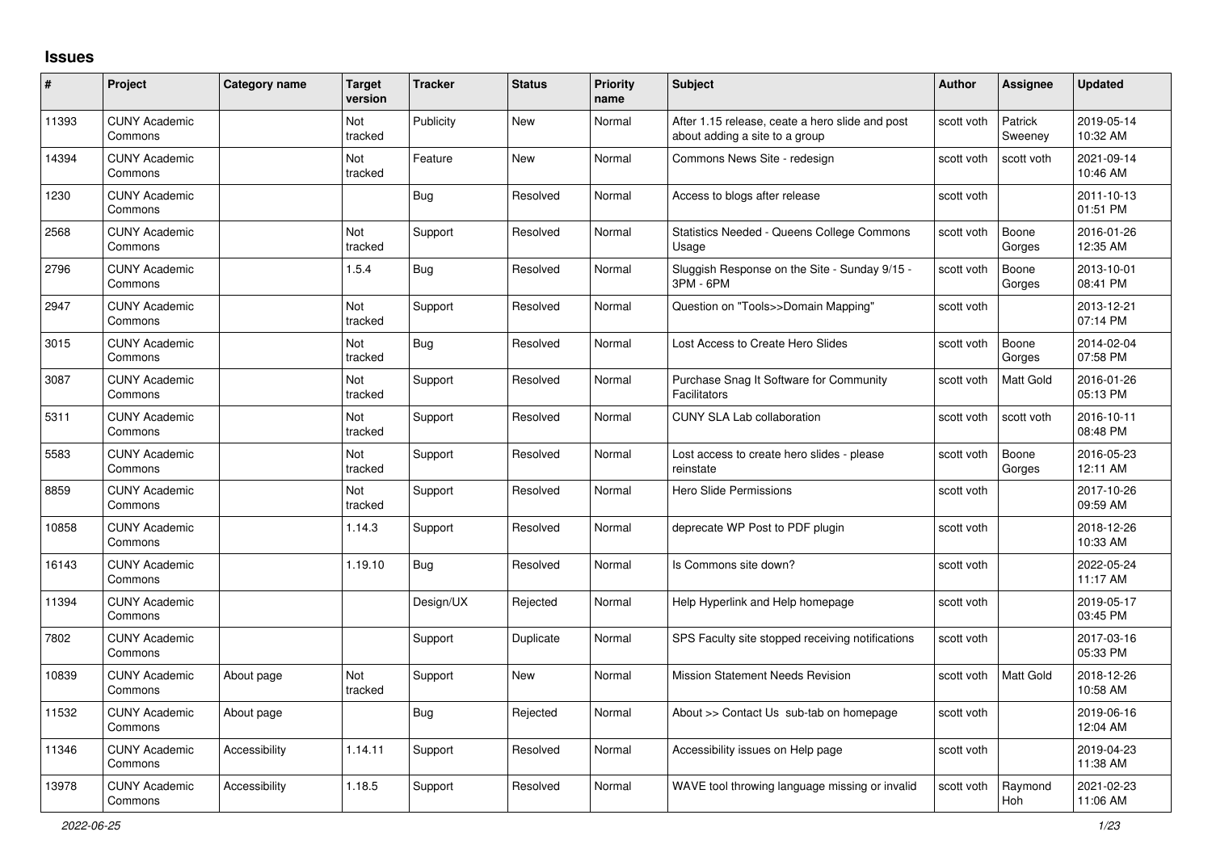# Issues

| # | Project | Category name | Target version | Tracker | Status | Priority name | Subject | Author | Assignee | Updated |
|---|---|---|---|---|---|---|---|---|---|---|
| 11393 | CUNY Academic Commons | | Not tracked | Publicity | New | Normal | After 1.15 release, ceate a hero slide and post about adding a site to a group | scott voth | Patrick Sweeney | 2019-05-14 10:32 AM |
| 14394 | CUNY Academic Commons | | Not tracked | Feature | New | Normal | Commons News Site - redesign | scott voth | scott voth | 2021-09-14 10:46 AM |
| 1230 | CUNY Academic Commons | | | Bug | Resolved | Normal | Access to blogs after release | scott voth | | 2011-10-13 01:51 PM |
| 2568 | CUNY Academic Commons | | Not tracked | Support | Resolved | Normal | Statistics Needed - Queens College Commons Usage | scott voth | Boone Gorges | 2016-01-26 12:35 AM |
| 2796 | CUNY Academic Commons | | 1.5.4 | Bug | Resolved | Normal | Sluggish Response on the Site - Sunday 9/15 - 3PM - 6PM | scott voth | Boone Gorges | 2013-10-01 08:41 PM |
| 2947 | CUNY Academic Commons | | Not tracked | Support | Resolved | Normal | Question on "Tools>>Domain Mapping" | scott voth | | 2013-12-21 07:14 PM |
| 3015 | CUNY Academic Commons | | Not tracked | Bug | Resolved | Normal | Lost Access to Create Hero Slides | scott voth | Boone Gorges | 2014-02-04 07:58 PM |
| 3087 | CUNY Academic Commons | | Not tracked | Support | Resolved | Normal | Purchase Snag It Software for Community Facilitators | scott voth | Matt Gold | 2016-01-26 05:13 PM |
| 5311 | CUNY Academic Commons | | Not tracked | Support | Resolved | Normal | CUNY SLA Lab collaboration | scott voth | scott voth | 2016-10-11 08:48 PM |
| 5583 | CUNY Academic Commons | | Not tracked | Support | Resolved | Normal | Lost access to create hero slides - please reinstate | scott voth | Boone Gorges | 2016-05-23 12:11 AM |
| 8859 | CUNY Academic Commons | | Not tracked | Support | Resolved | Normal | Hero Slide Permissions | scott voth | | 2017-10-26 09:59 AM |
| 10858 | CUNY Academic Commons | | 1.14.3 | Support | Resolved | Normal | deprecate WP Post to PDF plugin | scott voth | | 2018-12-26 10:33 AM |
| 16143 | CUNY Academic Commons | | 1.19.10 | Bug | Resolved | Normal | Is Commons site down? | scott voth | | 2022-05-24 11:17 AM |
| 11394 | CUNY Academic Commons | | | Design/UX | Rejected | Normal | Help Hyperlink and Help homepage | scott voth | | 2019-05-17 03:45 PM |
| 7802 | CUNY Academic Commons | | | Support | Duplicate | Normal | SPS Faculty site stopped receiving notifications | scott voth | | 2017-03-16 05:33 PM |
| 10839 | CUNY Academic Commons | About page | Not tracked | Support | New | Normal | Mission Statement Needs Revision | scott voth | Matt Gold | 2018-12-26 10:58 AM |
| 11532 | CUNY Academic Commons | About page | | Bug | Rejected | Normal | About >> Contact Us sub-tab on homepage | scott voth | | 2019-06-16 12:04 AM |
| 11346 | CUNY Academic Commons | Accessibility | 1.14.11 | Support | Resolved | Normal | Accessibility issues on Help page | scott voth | | 2019-04-23 11:38 AM |
| 13978 | CUNY Academic Commons | Accessibility | 1.18.5 | Support | Resolved | Normal | WAVE tool throwing language missing or invalid | scott voth | Raymond Hoh | 2021-02-23 11:06 AM |

*2022-06-25*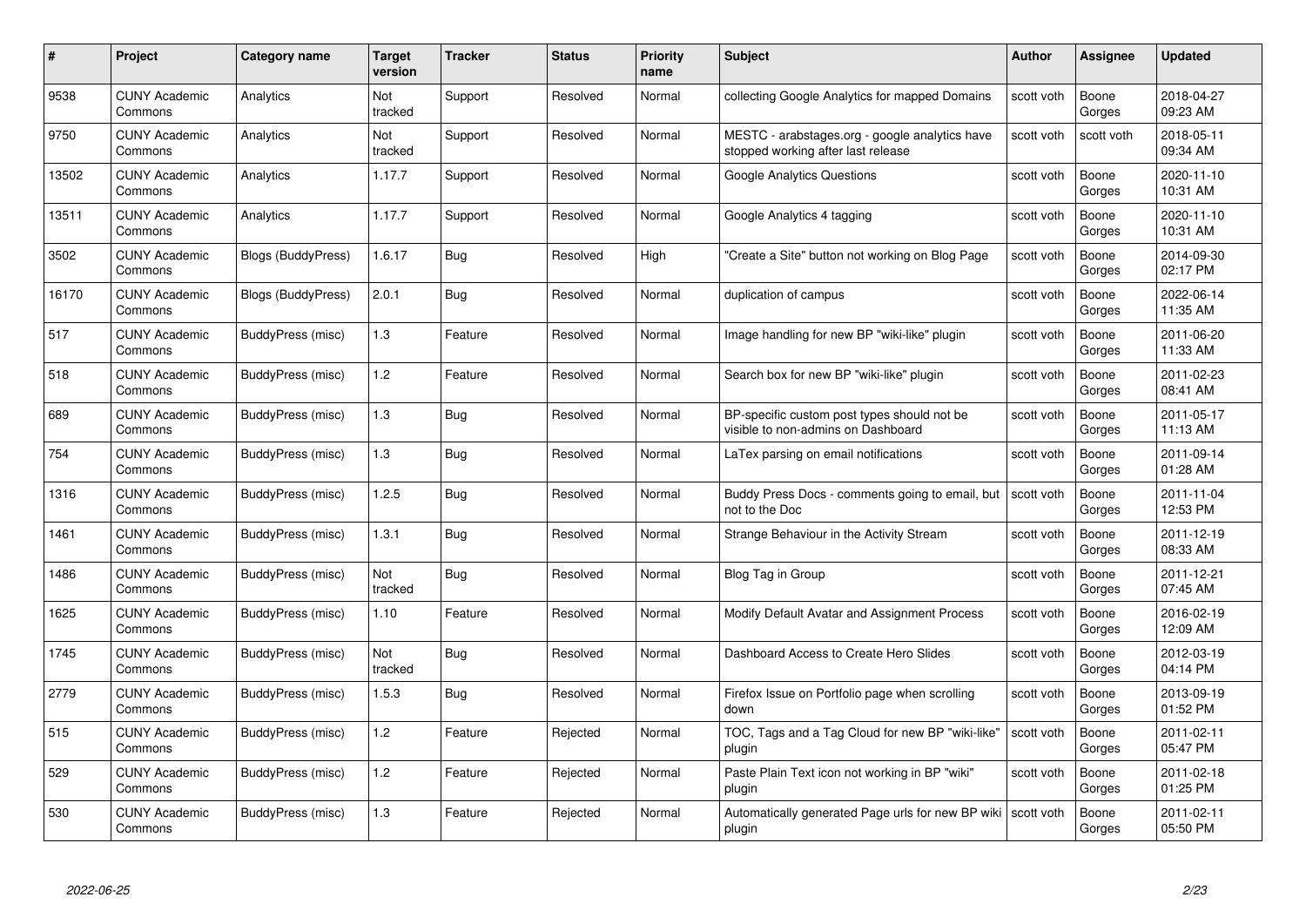| # | Project | Category name | Target version | Tracker | Status | Priority name | Subject | Author | Assignee | Updated |
|---|---|---|---|---|---|---|---|---|---|---|
| 9538 | CUNY Academic Commons | Analytics | Not tracked | Support | Resolved | Normal | collecting Google Analytics for mapped Domains | scott voth | Boone Gorges | 2018-04-27 09:23 AM |
| 9750 | CUNY Academic Commons | Analytics | Not tracked | Support | Resolved | Normal | MESTC - arabstages.org - google analytics have stopped working after last release | scott voth | scott voth | 2018-05-11 09:34 AM |
| 13502 | CUNY Academic Commons | Analytics | 1.17.7 | Support | Resolved | Normal | Google Analytics Questions | scott voth | Boone Gorges | 2020-11-10 10:31 AM |
| 13511 | CUNY Academic Commons | Analytics | 1.17.7 | Support | Resolved | Normal | Google Analytics 4 tagging | scott voth | Boone Gorges | 2020-11-10 10:31 AM |
| 3502 | CUNY Academic Commons | Blogs (BuddyPress) | 1.6.17 | Bug | Resolved | High | "Create a Site" button not working on Blog Page | scott voth | Boone Gorges | 2014-09-30 02:17 PM |
| 16170 | CUNY Academic Commons | Blogs (BuddyPress) | 2.0.1 | Bug | Resolved | Normal | duplication of campus | scott voth | Boone Gorges | 2022-06-14 11:35 AM |
| 517 | CUNY Academic Commons | BuddyPress (misc) | 1.3 | Feature | Resolved | Normal | Image handling for new BP "wiki-like" plugin | scott voth | Boone Gorges | 2011-06-20 11:33 AM |
| 518 | CUNY Academic Commons | BuddyPress (misc) | 1.2 | Feature | Resolved | Normal | Search box for new BP "wiki-like" plugin | scott voth | Boone Gorges | 2011-02-23 08:41 AM |
| 689 | CUNY Academic Commons | BuddyPress (misc) | 1.3 | Bug | Resolved | Normal | BP-specific custom post types should not be visible to non-admins on Dashboard | scott voth | Boone Gorges | 2011-05-17 11:13 AM |
| 754 | CUNY Academic Commons | BuddyPress (misc) | 1.3 | Bug | Resolved | Normal | LaTex parsing on email notifications | scott voth | Boone Gorges | 2011-09-14 01:28 AM |
| 1316 | CUNY Academic Commons | BuddyPress (misc) | 1.2.5 | Bug | Resolved | Normal | Buddy Press Docs - comments going to email, but not to the Doc | scott voth | Boone Gorges | 2011-11-04 12:53 PM |
| 1461 | CUNY Academic Commons | BuddyPress (misc) | 1.3.1 | Bug | Resolved | Normal | Strange Behaviour in the Activity Stream | scott voth | Boone Gorges | 2011-12-19 08:33 AM |
| 1486 | CUNY Academic Commons | BuddyPress (misc) | Not tracked | Bug | Resolved | Normal | Blog Tag in Group | scott voth | Boone Gorges | 2011-12-21 07:45 AM |
| 1625 | CUNY Academic Commons | BuddyPress (misc) | 1.10 | Feature | Resolved | Normal | Modify Default Avatar and Assignment Process | scott voth | Boone Gorges | 2016-02-19 12:09 AM |
| 1745 | CUNY Academic Commons | BuddyPress (misc) | Not tracked | Bug | Resolved | Normal | Dashboard Access to Create Hero Slides | scott voth | Boone Gorges | 2012-03-19 04:14 PM |
| 2779 | CUNY Academic Commons | BuddyPress (misc) | 1.5.3 | Bug | Resolved | Normal | Firefox Issue on Portfolio page when scrolling down | scott voth | Boone Gorges | 2013-09-19 01:52 PM |
| 515 | CUNY Academic Commons | BuddyPress (misc) | 1.2 | Feature | Rejected | Normal | TOC, Tags and a Tag Cloud for new BP "wiki-like" plugin | scott voth | Boone Gorges | 2011-02-11 05:47 PM |
| 529 | CUNY Academic Commons | BuddyPress (misc) | 1.2 | Feature | Rejected | Normal | Paste Plain Text icon not working in BP "wiki" plugin | scott voth | Boone Gorges | 2011-02-18 01:25 PM |
| 530 | CUNY Academic Commons | BuddyPress (misc) | 1.3 | Feature | Rejected | Normal | Automatically generated Page urls for new BP wiki plugin | scott voth | Boone Gorges | 2011-02-11 05:50 PM |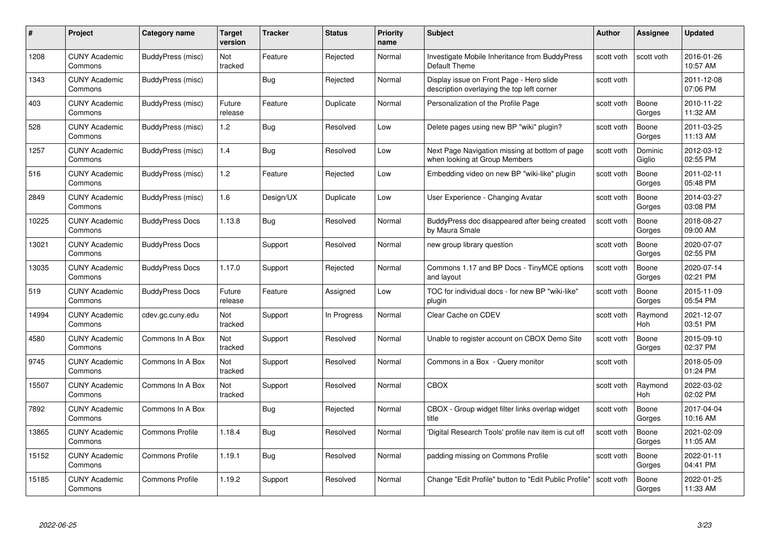| # | Project | Category name | Target version | Tracker | Status | Priority name | Subject | Author | Assignee | Updated |
|---|---|---|---|---|---|---|---|---|---|---|
| 1208 | CUNY Academic Commons | BuddyPress (misc) | Not tracked | Feature | Rejected | Normal | Investigate Mobile Inheritance from BuddyPress Default Theme | scott voth | scott voth | 2016-01-26 10:57 AM |
| 1343 | CUNY Academic Commons | BuddyPress (misc) | | Bug | Rejected | Normal | Display issue on Front Page - Hero slide description overlaying the top left corner | scott voth | | 2011-12-08 07:06 PM |
| 403 | CUNY Academic Commons | BuddyPress (misc) | Future release | Feature | Duplicate | Normal | Personalization of the Profile Page | scott voth | Boone Gorges | 2010-11-22 11:32 AM |
| 528 | CUNY Academic Commons | BuddyPress (misc) | 1.2 | Bug | Resolved | Low | Delete pages using new BP "wiki" plugin? | scott voth | Boone Gorges | 2011-03-25 11:13 AM |
| 1257 | CUNY Academic Commons | BuddyPress (misc) | 1.4 | Bug | Resolved | Low | Next Page Navigation missing at bottom of page when looking at Group Members | scott voth | Dominic Giglio | 2012-03-12 02:55 PM |
| 516 | CUNY Academic Commons | BuddyPress (misc) | 1.2 | Feature | Rejected | Low | Embedding video on new BP "wiki-like" plugin | scott voth | Boone Gorges | 2011-02-11 05:48 PM |
| 2849 | CUNY Academic Commons | BuddyPress (misc) | 1.6 | Design/UX | Duplicate | Low | User Experience - Changing Avatar | scott voth | Boone Gorges | 2014-03-27 03:08 PM |
| 10225 | CUNY Academic Commons | BuddyPress Docs | 1.13.8 | Bug | Resolved | Normal | BuddyPress doc disappeared after being created by Maura Smale | scott voth | Boone Gorges | 2018-08-27 09:00 AM |
| 13021 | CUNY Academic Commons | BuddyPress Docs | | Support | Resolved | Normal | new group library question | scott voth | Boone Gorges | 2020-07-07 02:55 PM |
| 13035 | CUNY Academic Commons | BuddyPress Docs | 1.17.0 | Support | Rejected | Normal | Commons 1.17 and BP Docs - TinyMCE options and layout | scott voth | Boone Gorges | 2020-07-14 02:21 PM |
| 519 | CUNY Academic Commons | BuddyPress Docs | Future release | Feature | Assigned | Low | TOC for individual docs - for new BP "wiki-like" plugin | scott voth | Boone Gorges | 2015-11-09 05:54 PM |
| 14994 | CUNY Academic Commons | cdev.gc.cuny.edu | Not tracked | Support | In Progress | Normal | Clear Cache on CDEV | scott voth | Raymond Hoh | 2021-12-07 03:51 PM |
| 4580 | CUNY Academic Commons | Commons In A Box | Not tracked | Support | Resolved | Normal | Unable to register account on CBOX Demo Site | scott voth | Boone Gorges | 2015-09-10 02:37 PM |
| 9745 | CUNY Academic Commons | Commons In A Box | Not tracked | Support | Resolved | Normal | Commons in a Box - Query monitor | scott voth | | 2018-05-09 01:24 PM |
| 15507 | CUNY Academic Commons | Commons In A Box | Not tracked | Support | Resolved | Normal | CBOX | scott voth | Raymond Hoh | 2022-03-02 02:02 PM |
| 7892 | CUNY Academic Commons | Commons In A Box | | Bug | Rejected | Normal | CBOX - Group widget filter links overlap widget title | scott voth | Boone Gorges | 2017-04-04 10:16 AM |
| 13865 | CUNY Academic Commons | Commons Profile | 1.18.4 | Bug | Resolved | Normal | 'Digital Research Tools' profile nav item is cut off | scott voth | Boone Gorges | 2021-02-09 11:05 AM |
| 15152 | CUNY Academic Commons | Commons Profile | 1.19.1 | Bug | Resolved | Normal | padding missing on Commons Profile | scott voth | Boone Gorges | 2022-01-11 04:41 PM |
| 15185 | CUNY Academic Commons | Commons Profile | 1.19.2 | Support | Resolved | Normal | Change "Edit Profile" button to "Edit Public Profile" | scott voth | Boone Gorges | 2022-01-25 11:33 AM |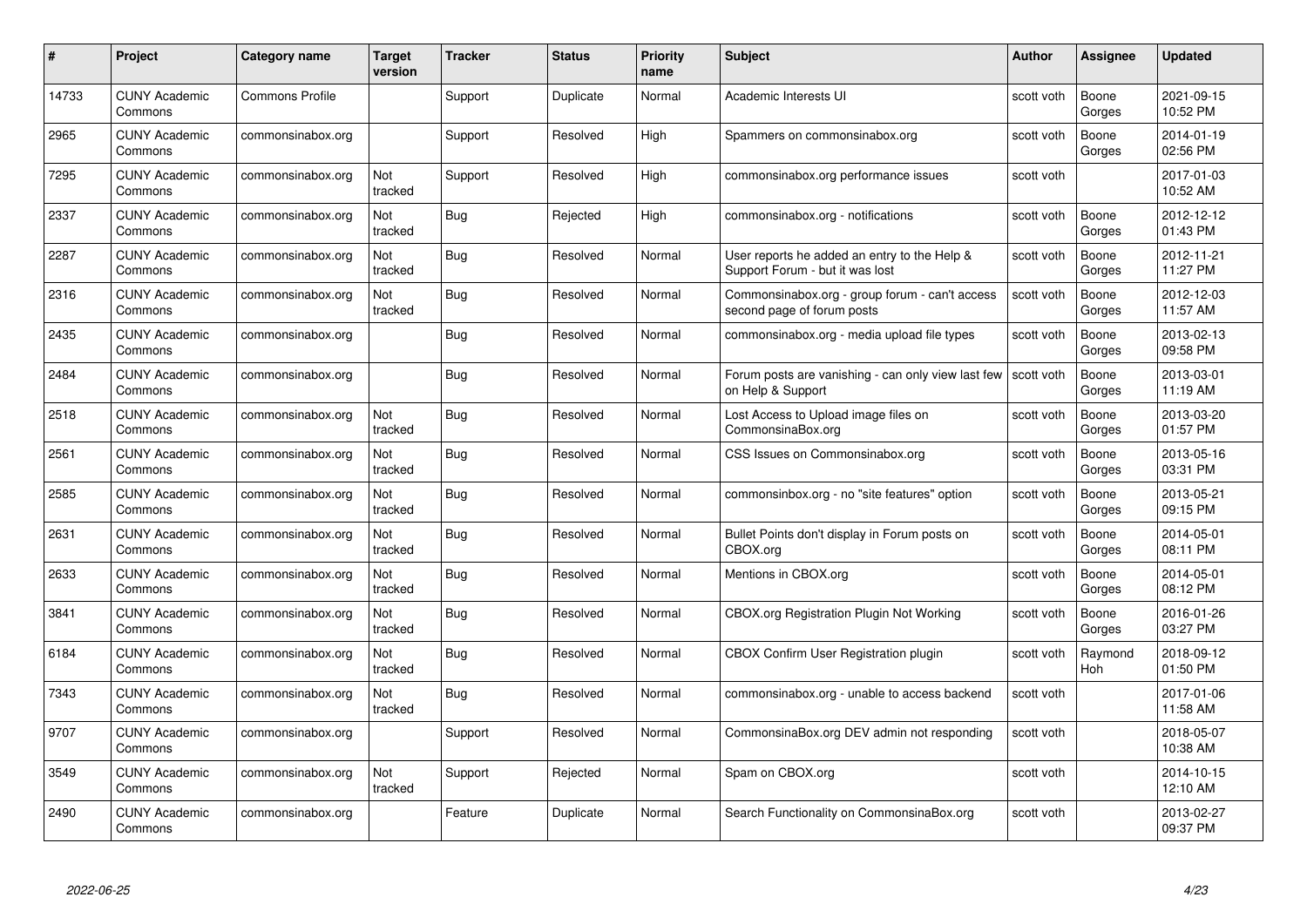| # | Project | Category name | Target version | Tracker | Status | Priority name | Subject | Author | Assignee | Updated |
|---|---|---|---|---|---|---|---|---|---|---|
| 14733 | CUNY Academic Commons | Commons Profile | | Support | Duplicate | Normal | Academic Interests UI | scott voth | Boone Gorges | 2021-09-15 10:52 PM |
| 2965 | CUNY Academic Commons | commonsinabox.org | | Support | Resolved | High | Spammers on commonsinabox.org | scott voth | Boone Gorges | 2014-01-19 02:56 PM |
| 7295 | CUNY Academic Commons | commonsinabox.org | Not tracked | Support | Resolved | High | commonsinabox.org performance issues | scott voth | | 2017-01-03 10:52 AM |
| 2337 | CUNY Academic Commons | commonsinabox.org | Not tracked | Bug | Rejected | High | commonsinabox.org - notifications | scott voth | Boone Gorges | 2012-12-12 01:43 PM |
| 2287 | CUNY Academic Commons | commonsinabox.org | Not tracked | Bug | Resolved | Normal | User reports he added an entry to the Help & Support Forum - but it was lost | scott voth | Boone Gorges | 2012-11-21 11:27 PM |
| 2316 | CUNY Academic Commons | commonsinabox.org | Not tracked | Bug | Resolved | Normal | Commonsinabox.org - group forum - can't access second page of forum posts | scott voth | Boone Gorges | 2012-12-03 11:57 AM |
| 2435 | CUNY Academic Commons | commonsinabox.org | | Bug | Resolved | Normal | commonsinabox.org - media upload file types | scott voth | Boone Gorges | 2013-02-13 09:58 PM |
| 2484 | CUNY Academic Commons | commonsinabox.org | | Bug | Resolved | Normal | Forum posts are vanishing - can only view last few on Help & Support | scott voth | Boone Gorges | 2013-03-01 11:19 AM |
| 2518 | CUNY Academic Commons | commonsinabox.org | Not tracked | Bug | Resolved | Normal | Lost Access to Upload image files on CommonsinaBox.org | scott voth | Boone Gorges | 2013-03-20 01:57 PM |
| 2561 | CUNY Academic Commons | commonsinabox.org | Not tracked | Bug | Resolved | Normal | CSS Issues on Commonsinabox.org | scott voth | Boone Gorges | 2013-05-16 03:31 PM |
| 2585 | CUNY Academic Commons | commonsinabox.org | Not tracked | Bug | Resolved | Normal | commonsinbox.org - no "site features" option | scott voth | Boone Gorges | 2013-05-21 09:15 PM |
| 2631 | CUNY Academic Commons | commonsinabox.org | Not tracked | Bug | Resolved | Normal | Bullet Points don't display in Forum posts on CBOX.org | scott voth | Boone Gorges | 2014-05-01 08:11 PM |
| 2633 | CUNY Academic Commons | commonsinabox.org | Not tracked | Bug | Resolved | Normal | Mentions in CBOX.org | scott voth | Boone Gorges | 2014-05-01 08:12 PM |
| 3841 | CUNY Academic Commons | commonsinabox.org | Not tracked | Bug | Resolved | Normal | CBOX.org Registration Plugin Not Working | scott voth | Boone Gorges | 2016-01-26 03:27 PM |
| 6184 | CUNY Academic Commons | commonsinabox.org | Not tracked | Bug | Resolved | Normal | CBOX Confirm User Registration plugin | scott voth | Raymond Hoh | 2018-09-12 01:50 PM |
| 7343 | CUNY Academic Commons | commonsinabox.org | Not tracked | Bug | Resolved | Normal | commonsinabox.org - unable to access backend | scott voth | | 2017-01-06 11:58 AM |
| 9707 | CUNY Academic Commons | commonsinabox.org | | Support | Resolved | Normal | CommonsinaBox.org DEV admin not responding | scott voth | | 2018-05-07 10:38 AM |
| 3549 | CUNY Academic Commons | commonsinabox.org | Not tracked | Support | Rejected | Normal | Spam on CBOX.org | scott voth | | 2014-10-15 12:10 AM |
| 2490 | CUNY Academic Commons | commonsinabox.org | | Feature | Duplicate | Normal | Search Functionality on CommonsinaBox.org | scott voth | | 2013-02-27 09:37 PM |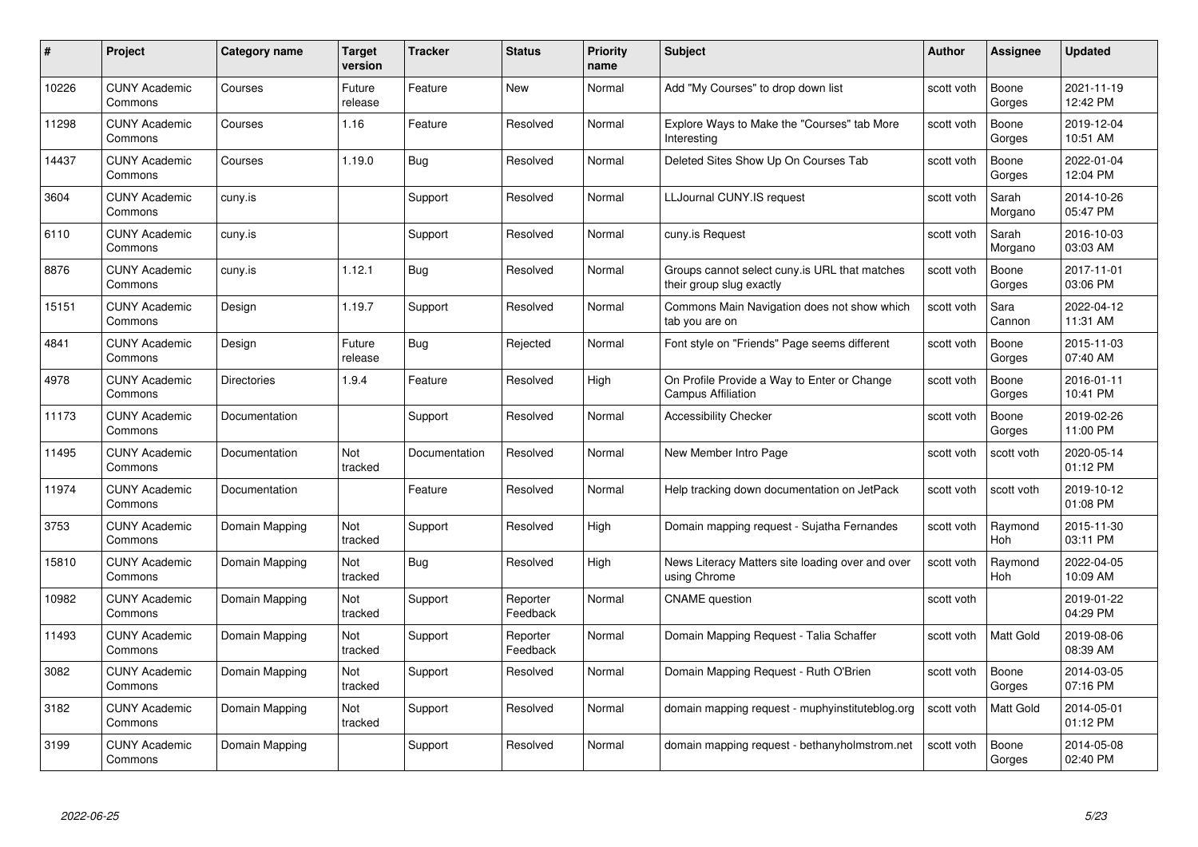| # | Project | Category name | Target version | Tracker | Status | Priority name | Subject | Author | Assignee | Updated |
|---|---|---|---|---|---|---|---|---|---|---|
| 10226 | CUNY Academic Commons | Courses | Future release | Feature | New | Normal | Add "My Courses" to drop down list | scott voth | Boone Gorges | 2021-11-19 12:42 PM |
| 11298 | CUNY Academic Commons | Courses | 1.16 | Feature | Resolved | Normal | Explore Ways to Make the "Courses" tab More Interesting | scott voth | Boone Gorges | 2019-12-04 10:51 AM |
| 14437 | CUNY Academic Commons | Courses | 1.19.0 | Bug | Resolved | Normal | Deleted Sites Show Up On Courses Tab | scott voth | Boone Gorges | 2022-01-04 12:04 PM |
| 3604 | CUNY Academic Commons | cuny.is | | Support | Resolved | Normal | LLJournal CUNY.IS request | scott voth | Sarah Morgano | 2014-10-26 05:47 PM |
| 6110 | CUNY Academic Commons | cuny.is | | Support | Resolved | Normal | cuny.is Request | scott voth | Sarah Morgano | 2016-10-03 03:03 AM |
| 8876 | CUNY Academic Commons | cuny.is | 1.12.1 | Bug | Resolved | Normal | Groups cannot select cuny.is URL that matches their group slug exactly | scott voth | Boone Gorges | 2017-11-01 03:06 PM |
| 15151 | CUNY Academic Commons | Design | 1.19.7 | Support | Resolved | Normal | Commons Main Navigation does not show which tab you are on | scott voth | Sara Cannon | 2022-04-12 11:31 AM |
| 4841 | CUNY Academic Commons | Design | Future release | Bug | Rejected | Normal | Font style on "Friends" Page seems different | scott voth | Boone Gorges | 2015-11-03 07:40 AM |
| 4978 | CUNY Academic Commons | Directories | 1.9.4 | Feature | Resolved | High | On Profile Provide a Way to Enter or Change Campus Affiliation | scott voth | Boone Gorges | 2016-01-11 10:41 PM |
| 11173 | CUNY Academic Commons | Documentation | | Support | Resolved | Normal | Accessibility Checker | scott voth | Boone Gorges | 2019-02-26 11:00 PM |
| 11495 | CUNY Academic Commons | Documentation | Not tracked | Documentation | Resolved | Normal | New Member Intro Page | scott voth | scott voth | 2020-05-14 01:12 PM |
| 11974 | CUNY Academic Commons | Documentation | | Feature | Resolved | Normal | Help tracking down documentation on JetPack | scott voth | scott voth | 2019-10-12 01:08 PM |
| 3753 | CUNY Academic Commons | Domain Mapping | Not tracked | Support | Resolved | High | Domain mapping request - Sujatha Fernandes | scott voth | Raymond Hoh | 2015-11-30 03:11 PM |
| 15810 | CUNY Academic Commons | Domain Mapping | Not tracked | Bug | Resolved | High | News Literacy Matters site loading over and over using Chrome | scott voth | Raymond Hoh | 2022-04-05 10:09 AM |
| 10982 | CUNY Academic Commons | Domain Mapping | Not tracked | Support | Reporter Feedback | Normal | CNAME question | scott voth | | 2019-01-22 04:29 PM |
| 11493 | CUNY Academic Commons | Domain Mapping | Not tracked | Support | Reporter Feedback | Normal | Domain Mapping Request - Talia Schaffer | scott voth | Matt Gold | 2019-08-06 08:39 AM |
| 3082 | CUNY Academic Commons | Domain Mapping | Not tracked | Support | Resolved | Normal | Domain Mapping Request - Ruth O'Brien | scott voth | Boone Gorges | 2014-03-05 07:16 PM |
| 3182 | CUNY Academic Commons | Domain Mapping | Not tracked | Support | Resolved | Normal | domain mapping request - muphyinstituteblog.org | scott voth | Matt Gold | 2014-05-01 01:12 PM |
| 3199 | CUNY Academic Commons | Domain Mapping | | Support | Resolved | Normal | domain mapping request - bethanyholmstrom.net | scott voth | Boone Gorges | 2014-05-08 02:40 PM |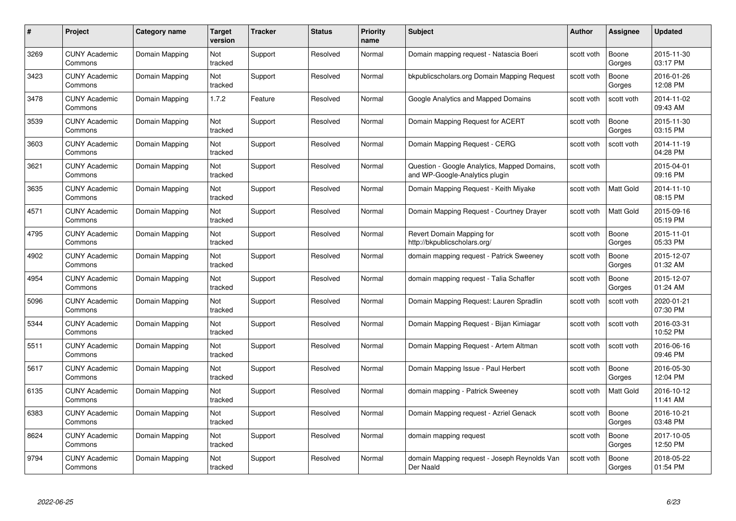| # | Project | Category name | Target version | Tracker | Status | Priority name | Subject | Author | Assignee | Updated |
|---|---|---|---|---|---|---|---|---|---|---|
| 3269 | CUNY Academic Commons | Domain Mapping | Not tracked | Support | Resolved | Normal | Domain mapping request - Natascia Boeri | scott voth | Boone Gorges | 2015-11-30 03:17 PM |
| 3423 | CUNY Academic Commons | Domain Mapping | Not tracked | Support | Resolved | Normal | bkpublicscholars.org Domain Mapping Request | scott voth | Boone Gorges | 2016-01-26 12:08 PM |
| 3478 | CUNY Academic Commons | Domain Mapping | 1.7.2 | Feature | Resolved | Normal | Google Analytics and Mapped Domains | scott voth | scott voth | 2014-11-02 09:43 AM |
| 3539 | CUNY Academic Commons | Domain Mapping | Not tracked | Support | Resolved | Normal | Domain Mapping Request for ACERT | scott voth | Boone Gorges | 2015-11-30 03:15 PM |
| 3603 | CUNY Academic Commons | Domain Mapping | Not tracked | Support | Resolved | Normal | Domain Mapping Request - CERG | scott voth | scott voth | 2014-11-19 04:28 PM |
| 3621 | CUNY Academic Commons | Domain Mapping | Not tracked | Support | Resolved | Normal | Question - Google Analytics, Mapped Domains, and WP-Google-Analytics plugin | scott voth | | 2015-04-01 09:16 PM |
| 3635 | CUNY Academic Commons | Domain Mapping | Not tracked | Support | Resolved | Normal | Domain Mapping Request - Keith Miyake | scott voth | Matt Gold | 2014-11-10 08:15 PM |
| 4571 | CUNY Academic Commons | Domain Mapping | Not tracked | Support | Resolved | Normal | Domain Mapping Request - Courtney Drayer | scott voth | Matt Gold | 2015-09-16 05:19 PM |
| 4795 | CUNY Academic Commons | Domain Mapping | Not tracked | Support | Resolved | Normal | Revert Domain Mapping for http://bkpublicscholars.org/ | scott voth | Boone Gorges | 2015-11-01 05:33 PM |
| 4902 | CUNY Academic Commons | Domain Mapping | Not tracked | Support | Resolved | Normal | domain mapping request - Patrick Sweeney | scott voth | Boone Gorges | 2015-12-07 01:32 AM |
| 4954 | CUNY Academic Commons | Domain Mapping | Not tracked | Support | Resolved | Normal | domain mapping request - Talia Schaffer | scott voth | Boone Gorges | 2015-12-07 01:24 AM |
| 5096 | CUNY Academic Commons | Domain Mapping | Not tracked | Support | Resolved | Normal | Domain Mapping Request: Lauren Spradlin | scott voth | scott voth | 2020-01-21 07:30 PM |
| 5344 | CUNY Academic Commons | Domain Mapping | Not tracked | Support | Resolved | Normal | Domain Mapping Request - Bijan Kimiagar | scott voth | scott voth | 2016-03-31 10:52 PM |
| 5511 | CUNY Academic Commons | Domain Mapping | Not tracked | Support | Resolved | Normal | Domain Mapping Request - Artem Altman | scott voth | scott voth | 2016-06-16 09:46 PM |
| 5617 | CUNY Academic Commons | Domain Mapping | Not tracked | Support | Resolved | Normal | Domain Mapping Issue - Paul Herbert | scott voth | Boone Gorges | 2016-05-30 12:04 PM |
| 6135 | CUNY Academic Commons | Domain Mapping | Not tracked | Support | Resolved | Normal | domain mapping - Patrick Sweeney | scott voth | Matt Gold | 2016-10-12 11:41 AM |
| 6383 | CUNY Academic Commons | Domain Mapping | Not tracked | Support | Resolved | Normal | Domain Mapping request - Azriel Genack | scott voth | Boone Gorges | 2016-10-21 03:48 PM |
| 8624 | CUNY Academic Commons | Domain Mapping | Not tracked | Support | Resolved | Normal | domain mapping request | scott voth | Boone Gorges | 2017-10-05 12:50 PM |
| 9794 | CUNY Academic Commons | Domain Mapping | Not tracked | Support | Resolved | Normal | domain Mapping request - Joseph Reynolds Van Der Naald | scott voth | Boone Gorges | 2018-05-22 01:54 PM |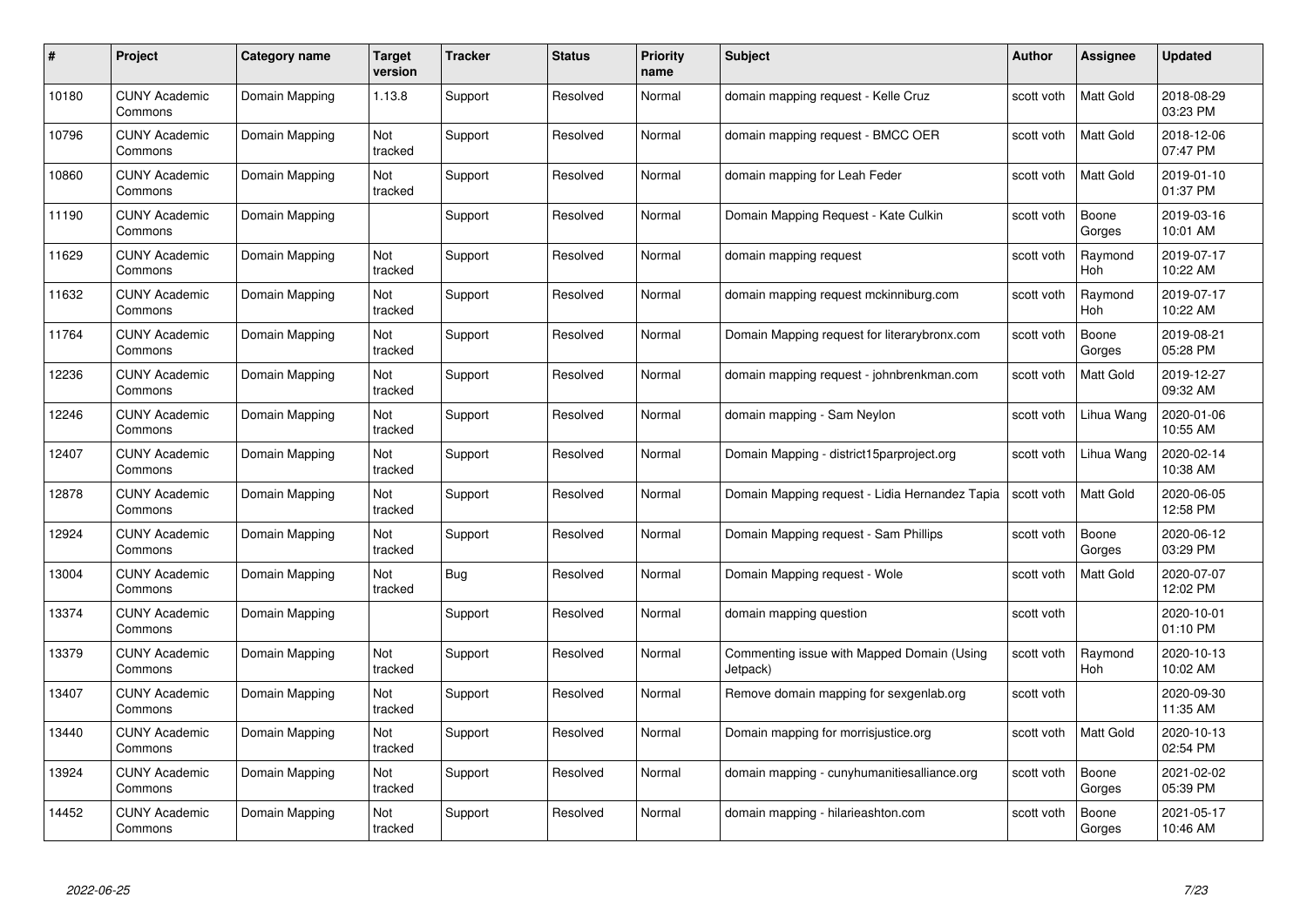| # | Project | Category name | Target version | Tracker | Status | Priority name | Subject | Author | Assignee | Updated |
|---|---|---|---|---|---|---|---|---|---|---|
| 10180 | CUNY Academic Commons | Domain Mapping | 1.13.8 | Support | Resolved | Normal | domain mapping request - Kelle Cruz | scott voth | Matt Gold | 2018-08-29 03:23 PM |
| 10796 | CUNY Academic Commons | Domain Mapping | Not tracked | Support | Resolved | Normal | domain mapping request - BMCC OER | scott voth | Matt Gold | 2018-12-06 07:47 PM |
| 10860 | CUNY Academic Commons | Domain Mapping | Not tracked | Support | Resolved | Normal | domain mapping for Leah Feder | scott voth | Matt Gold | 2019-01-10 01:37 PM |
| 11190 | CUNY Academic Commons | Domain Mapping | | Support | Resolved | Normal | Domain Mapping Request - Kate Culkin | scott voth | Boone Gorges | 2019-03-16 10:01 AM |
| 11629 | CUNY Academic Commons | Domain Mapping | Not tracked | Support | Resolved | Normal | domain mapping request | scott voth | Raymond Hoh | 2019-07-17 10:22 AM |
| 11632 | CUNY Academic Commons | Domain Mapping | Not tracked | Support | Resolved | Normal | domain mapping request mckinniburg.com | scott voth | Raymond Hoh | 2019-07-17 10:22 AM |
| 11764 | CUNY Academic Commons | Domain Mapping | Not tracked | Support | Resolved | Normal | Domain Mapping request for literarybronx.com | scott voth | Boone Gorges | 2019-08-21 05:28 PM |
| 12236 | CUNY Academic Commons | Domain Mapping | Not tracked | Support | Resolved | Normal | domain mapping request - johnbrenkman.com | scott voth | Matt Gold | 2019-12-27 09:32 AM |
| 12246 | CUNY Academic Commons | Domain Mapping | Not tracked | Support | Resolved | Normal | domain mapping - Sam Neylon | scott voth | Lihua Wang | 2020-01-06 10:55 AM |
| 12407 | CUNY Academic Commons | Domain Mapping | Not tracked | Support | Resolved | Normal | Domain Mapping - district15parproject.org | scott voth | Lihua Wang | 2020-02-14 10:38 AM |
| 12878 | CUNY Academic Commons | Domain Mapping | Not tracked | Support | Resolved | Normal | Domain Mapping request - Lidia Hernandez Tapia | scott voth | Matt Gold | 2020-06-05 12:58 PM |
| 12924 | CUNY Academic Commons | Domain Mapping | Not tracked | Support | Resolved | Normal | Domain Mapping request - Sam Phillips | scott voth | Boone Gorges | 2020-06-12 03:29 PM |
| 13004 | CUNY Academic Commons | Domain Mapping | Not tracked | Bug | Resolved | Normal | Domain Mapping request - Wole | scott voth | Matt Gold | 2020-07-07 12:02 PM |
| 13374 | CUNY Academic Commons | Domain Mapping | | Support | Resolved | Normal | domain mapping question | scott voth | | 2020-10-01 01:10 PM |
| 13379 | CUNY Academic Commons | Domain Mapping | Not tracked | Support | Resolved | Normal | Commenting issue with Mapped Domain (Using Jetpack) | scott voth | Raymond Hoh | 2020-10-13 10:02 AM |
| 13407 | CUNY Academic Commons | Domain Mapping | Not tracked | Support | Resolved | Normal | Remove domain mapping for sexgenlab.org | scott voth | | 2020-09-30 11:35 AM |
| 13440 | CUNY Academic Commons | Domain Mapping | Not tracked | Support | Resolved | Normal | Domain mapping for morrisjustice.org | scott voth | Matt Gold | 2020-10-13 02:54 PM |
| 13924 | CUNY Academic Commons | Domain Mapping | Not tracked | Support | Resolved | Normal | domain mapping - cunyhumanitiesalliance.org | scott voth | Boone Gorges | 2021-02-02 05:39 PM |
| 14452 | CUNY Academic Commons | Domain Mapping | Not tracked | Support | Resolved | Normal | domain mapping - hilarieashton.com | scott voth | Boone Gorges | 2021-05-17 10:46 AM |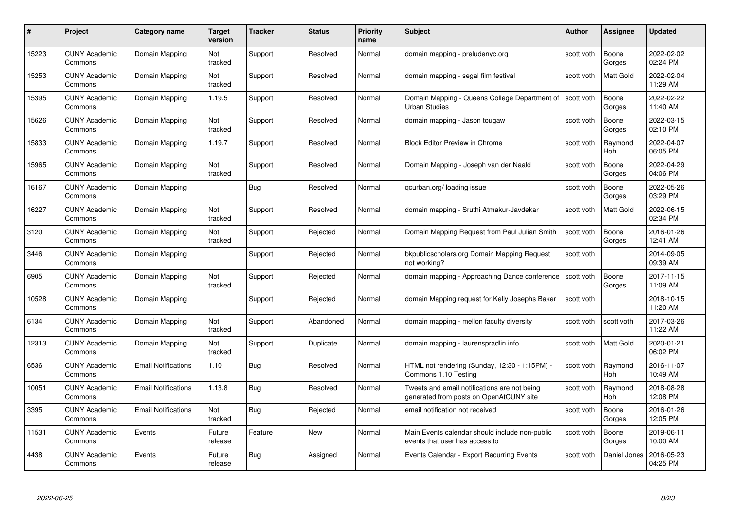| # | Project | Category name | Target version | Tracker | Status | Priority name | Subject | Author | Assignee | Updated |
|---|---|---|---|---|---|---|---|---|---|---|
| 15223 | CUNY Academic Commons | Domain Mapping | Not tracked | Support | Resolved | Normal | domain mapping - preludenyc.org | scott voth | Boone Gorges | 2022-02-02 02:24 PM |
| 15253 | CUNY Academic Commons | Domain Mapping | Not tracked | Support | Resolved | Normal | domain mapping - segal film festival | scott voth | Matt Gold | 2022-02-04 11:29 AM |
| 15395 | CUNY Academic Commons | Domain Mapping | 1.19.5 | Support | Resolved | Normal | Domain Mapping - Queens College Department of Urban Studies | scott voth | Boone Gorges | 2022-02-22 11:40 AM |
| 15626 | CUNY Academic Commons | Domain Mapping | Not tracked | Support | Resolved | Normal | domain mapping - Jason tougaw | scott voth | Boone Gorges | 2022-03-15 02:10 PM |
| 15833 | CUNY Academic Commons | Domain Mapping | 1.19.7 | Support | Resolved | Normal | Block Editor Preview in Chrome | scott voth | Raymond Hoh | 2022-04-07 06:05 PM |
| 15965 | CUNY Academic Commons | Domain Mapping | Not tracked | Support | Resolved | Normal | Domain Mapping - Joseph van der Naald | scott voth | Boone Gorges | 2022-04-29 04:06 PM |
| 16167 | CUNY Academic Commons | Domain Mapping | | Bug | Resolved | Normal | qcurban.org/ loading issue | scott voth | Boone Gorges | 2022-05-26 03:29 PM |
| 16227 | CUNY Academic Commons | Domain Mapping | Not tracked | Support | Resolved | Normal | domain mapping - Sruthi Atmakur-Javdekar | scott voth | Matt Gold | 2022-06-15 02:34 PM |
| 3120 | CUNY Academic Commons | Domain Mapping | Not tracked | Support | Rejected | Normal | Domain Mapping Request from Paul Julian Smith | scott voth | Boone Gorges | 2016-01-26 12:41 AM |
| 3446 | CUNY Academic Commons | Domain Mapping | | Support | Rejected | Normal | bkpublicscholars.org Domain Mapping Request not working? | scott voth | | 2014-09-05 09:39 AM |
| 6905 | CUNY Academic Commons | Domain Mapping | Not tracked | Support | Rejected | Normal | domain mapping - Approaching Dance conference | scott voth | Boone Gorges | 2017-11-15 11:09 AM |
| 10528 | CUNY Academic Commons | Domain Mapping | | Support | Rejected | Normal | domain Mapping request for Kelly Josephs Baker | scott voth | | 2018-10-15 11:20 AM |
| 6134 | CUNY Academic Commons | Domain Mapping | Not tracked | Support | Abandoned | Normal | domain mapping - mellon faculty diversity | scott voth | scott voth | 2017-03-26 11:22 AM |
| 12313 | CUNY Academic Commons | Domain Mapping | Not tracked | Support | Duplicate | Normal | domain mapping - laurenspradlin.info | scott voth | Matt Gold | 2020-01-21 06:02 PM |
| 6536 | CUNY Academic Commons | Email Notifications | 1.10 | Bug | Resolved | Normal | HTML not rendering (Sunday, 12:30 - 1:15PM) - Commons 1.10 Testing | scott voth | Raymond Hoh | 2016-11-07 10:49 AM |
| 10051 | CUNY Academic Commons | Email Notifications | 1.13.8 | Bug | Resolved | Normal | Tweets and email notifications are not being generated from posts on OpenAtCUNY site | scott voth | Raymond Hoh | 2018-08-28 12:08 PM |
| 3395 | CUNY Academic Commons | Email Notifications | Not tracked | Bug | Rejected | Normal | email notification not received | scott voth | Boone Gorges | 2016-01-26 12:05 PM |
| 11531 | CUNY Academic Commons | Events | Future release | Feature | New | Normal | Main Events calendar should include non-public events that user has access to | scott voth | Boone Gorges | 2019-06-11 10:00 AM |
| 4438 | CUNY Academic Commons | Events | Future release | Bug | Assigned | Normal | Events Calendar - Export Recurring Events | scott voth | Daniel Jones | 2016-05-23 04:25 PM |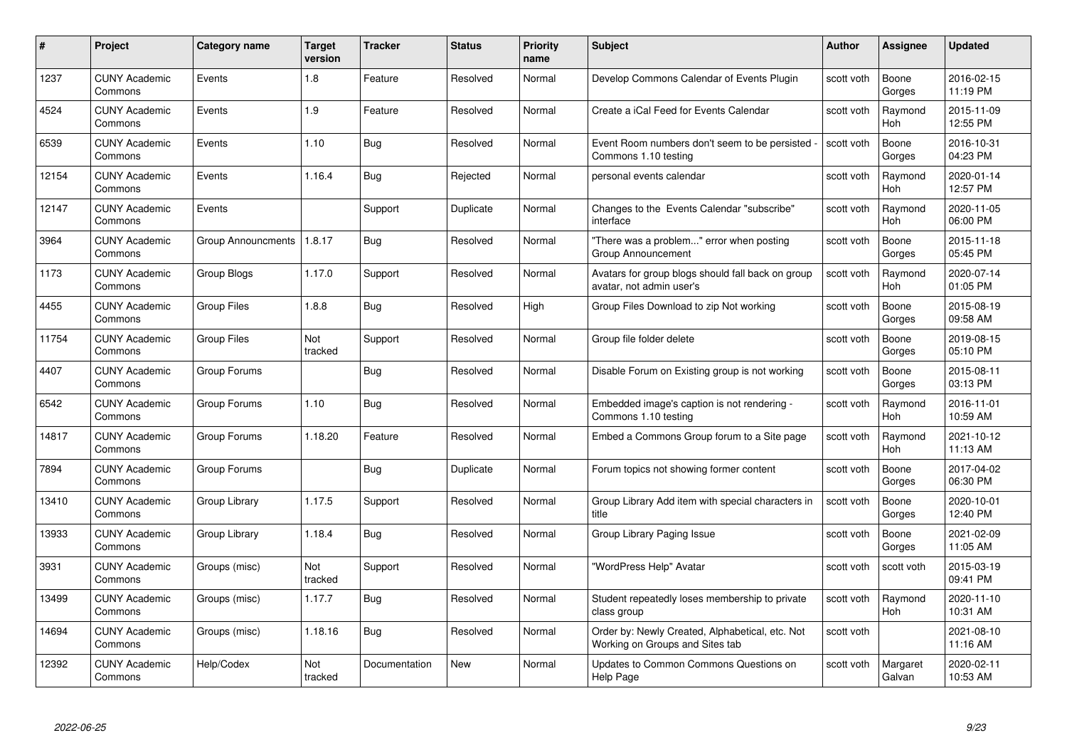| # | Project | Category name | Target version | Tracker | Status | Priority name | Subject | Author | Assignee | Updated |
|---|---|---|---|---|---|---|---|---|---|---|
| 1237 | CUNY Academic Commons | Events | 1.8 | Feature | Resolved | Normal | Develop Commons Calendar of Events Plugin | scott voth | Boone Gorges | 2016-02-15 11:19 PM |
| 4524 | CUNY Academic Commons | Events | 1.9 | Feature | Resolved | Normal | Create a iCal Feed for Events Calendar | scott voth | Raymond Hoh | 2015-11-09 12:55 PM |
| 6539 | CUNY Academic Commons | Events | 1.10 | Bug | Resolved | Normal | Event Room numbers don't seem to be persisted - Commons 1.10 testing | scott voth | Boone Gorges | 2016-10-31 04:23 PM |
| 12154 | CUNY Academic Commons | Events | 1.16.4 | Bug | Rejected | Normal | personal events calendar | scott voth | Raymond Hoh | 2020-01-14 12:57 PM |
| 12147 | CUNY Academic Commons | Events | | Support | Duplicate | Normal | Changes to the Events Calendar "subscribe" interface | scott voth | Raymond Hoh | 2020-11-05 06:00 PM |
| 3964 | CUNY Academic Commons | Group Announcments | 1.8.17 | Bug | Resolved | Normal | "There was a problem..." error when posting Group Announcement | scott voth | Boone Gorges | 2015-11-18 05:45 PM |
| 1173 | CUNY Academic Commons | Group Blogs | 1.17.0 | Support | Resolved | Normal | Avatars for group blogs should fall back on group avatar, not admin user's | scott voth | Raymond Hoh | 2020-07-14 01:05 PM |
| 4455 | CUNY Academic Commons | Group Files | 1.8.8 | Bug | Resolved | High | Group Files Download to zip Not working | scott voth | Boone Gorges | 2015-08-19 09:58 AM |
| 11754 | CUNY Academic Commons | Group Files | Not tracked | Support | Resolved | Normal | Group file folder delete | scott voth | Boone Gorges | 2019-08-15 05:10 PM |
| 4407 | CUNY Academic Commons | Group Forums | | Bug | Resolved | Normal | Disable Forum on Existing group is not working | scott voth | Boone Gorges | 2015-08-11 03:13 PM |
| 6542 | CUNY Academic Commons | Group Forums | 1.10 | Bug | Resolved | Normal | Embedded image's caption is not rendering - Commons 1.10 testing | scott voth | Raymond Hoh | 2016-11-01 10:59 AM |
| 14817 | CUNY Academic Commons | Group Forums | 1.18.20 | Feature | Resolved | Normal | Embed a Commons Group forum to a Site page | scott voth | Raymond Hoh | 2021-10-12 11:13 AM |
| 7894 | CUNY Academic Commons | Group Forums | | Bug | Duplicate | Normal | Forum topics not showing former content | scott voth | Boone Gorges | 2017-04-02 06:30 PM |
| 13410 | CUNY Academic Commons | Group Library | 1.17.5 | Support | Resolved | Normal | Group Library Add item with special characters in title | scott voth | Boone Gorges | 2020-10-01 12:40 PM |
| 13933 | CUNY Academic Commons | Group Library | 1.18.4 | Bug | Resolved | Normal | Group Library Paging Issue | scott voth | Boone Gorges | 2021-02-09 11:05 AM |
| 3931 | CUNY Academic Commons | Groups (misc) | Not tracked | Support | Resolved | Normal | "WordPress Help" Avatar | scott voth | scott voth | 2015-03-19 09:41 PM |
| 13499 | CUNY Academic Commons | Groups (misc) | 1.17.7 | Bug | Resolved | Normal | Student repeatedly loses membership to private class group | scott voth | Raymond Hoh | 2020-11-10 10:31 AM |
| 14694 | CUNY Academic Commons | Groups (misc) | 1.18.16 | Bug | Resolved | Normal | Order by: Newly Created, Alphabetical, etc. Not Working on Groups and Sites tab | scott voth | | 2021-08-10 11:16 AM |
| 12392 | CUNY Academic Commons | Help/Codex | Not tracked | Documentation | New | Normal | Updates to Common Commons Questions on Help Page | scott voth | Margaret Galvan | 2020-02-11 10:53 AM |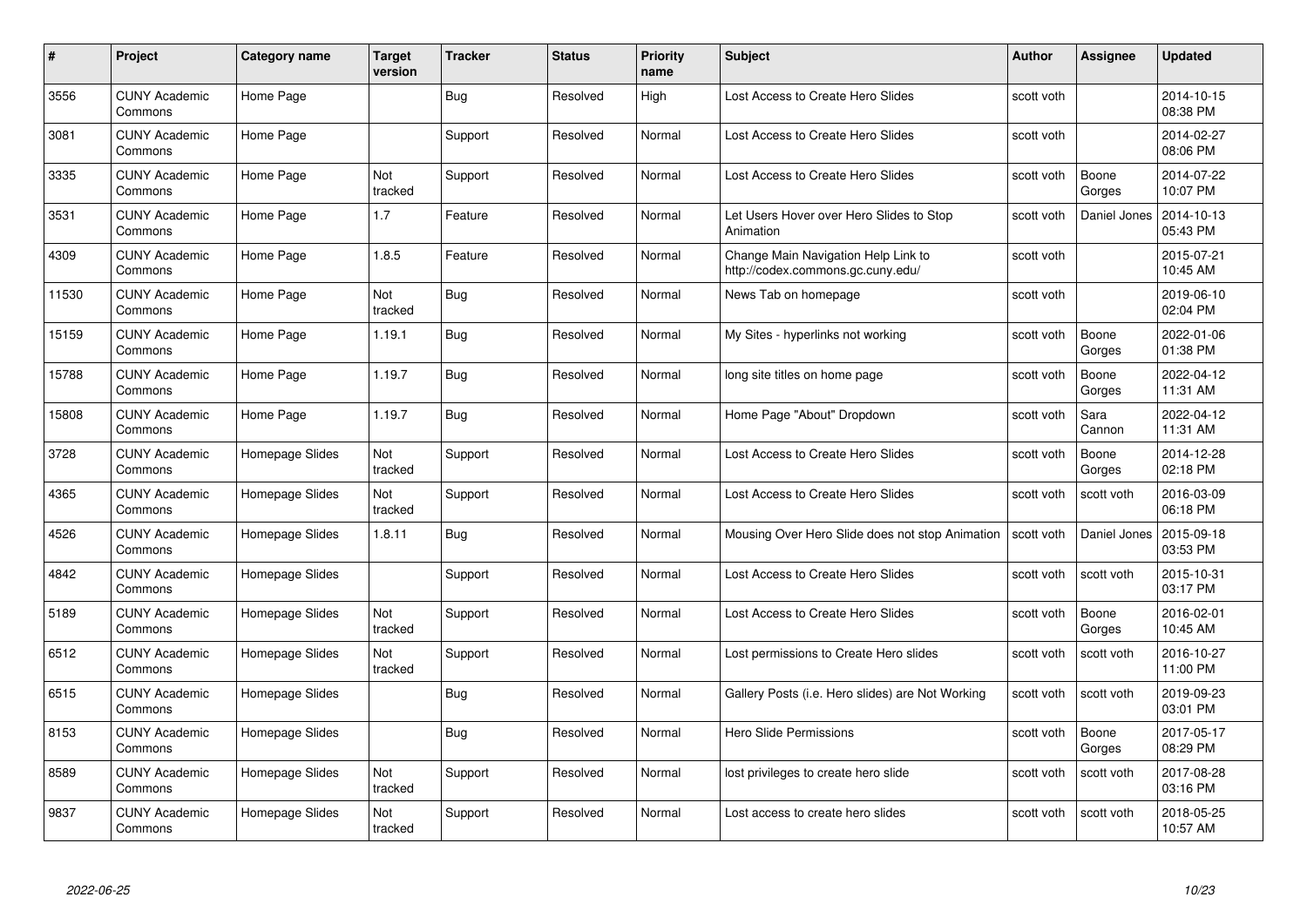| # | Project | Category name | Target version | Tracker | Status | Priority name | Subject | Author | Assignee | Updated |
|---|---|---|---|---|---|---|---|---|---|---|
| 3556 | CUNY Academic Commons | Home Page | | Bug | Resolved | High | Lost Access to Create Hero Slides | scott voth | | 2014-10-15 08:38 PM |
| 3081 | CUNY Academic Commons | Home Page | | Support | Resolved | Normal | Lost Access to Create Hero Slides | scott voth | | 2014-02-27 08:06 PM |
| 3335 | CUNY Academic Commons | Home Page | Not tracked | Support | Resolved | Normal | Lost Access to Create Hero Slides | scott voth | Boone Gorges | 2014-07-22 10:07 PM |
| 3531 | CUNY Academic Commons | Home Page | 1.7 | Feature | Resolved | Normal | Let Users Hover over Hero Slides to Stop Animation | scott voth | Daniel Jones | 2014-10-13 05:43 PM |
| 4309 | CUNY Academic Commons | Home Page | 1.8.5 | Feature | Resolved | Normal | Change Main Navigation Help Link to http://codex.commons.gc.cuny.edu/ | scott voth | | 2015-07-21 10:45 AM |
| 11530 | CUNY Academic Commons | Home Page | Not tracked | Bug | Resolved | Normal | News Tab on homepage | scott voth | | 2019-06-10 02:04 PM |
| 15159 | CUNY Academic Commons | Home Page | 1.19.1 | Bug | Resolved | Normal | My Sites - hyperlinks not working | scott voth | Boone Gorges | 2022-01-06 01:38 PM |
| 15788 | CUNY Academic Commons | Home Page | 1.19.7 | Bug | Resolved | Normal | long site titles on home page | scott voth | Boone Gorges | 2022-04-12 11:31 AM |
| 15808 | CUNY Academic Commons | Home Page | 1.19.7 | Bug | Resolved | Normal | Home Page "About" Dropdown | scott voth | Sara Cannon | 2022-04-12 11:31 AM |
| 3728 | CUNY Academic Commons | Homepage Slides | Not tracked | Support | Resolved | Normal | Lost Access to Create Hero Slides | scott voth | Boone Gorges | 2014-12-28 02:18 PM |
| 4365 | CUNY Academic Commons | Homepage Slides | Not tracked | Support | Resolved | Normal | Lost Access to Create Hero Slides | scott voth | scott voth | 2016-03-09 06:18 PM |
| 4526 | CUNY Academic Commons | Homepage Slides | 1.8.11 | Bug | Resolved | Normal | Mousing Over Hero Slide does not stop Animation | scott voth | Daniel Jones | 2015-09-18 03:53 PM |
| 4842 | CUNY Academic Commons | Homepage Slides | | Support | Resolved | Normal | Lost Access to Create Hero Slides | scott voth | scott voth | 2015-10-31 03:17 PM |
| 5189 | CUNY Academic Commons | Homepage Slides | Not tracked | Support | Resolved | Normal | Lost Access to Create Hero Slides | scott voth | Boone Gorges | 2016-02-01 10:45 AM |
| 6512 | CUNY Academic Commons | Homepage Slides | Not tracked | Support | Resolved | Normal | Lost permissions to Create Hero slides | scott voth | scott voth | 2016-10-27 11:00 PM |
| 6515 | CUNY Academic Commons | Homepage Slides | | Bug | Resolved | Normal | Gallery Posts (i.e. Hero slides) are Not Working | scott voth | scott voth | 2019-09-23 03:01 PM |
| 8153 | CUNY Academic Commons | Homepage Slides | | Bug | Resolved | Normal | Hero Slide Permissions | scott voth | Boone Gorges | 2017-05-17 08:29 PM |
| 8589 | CUNY Academic Commons | Homepage Slides | Not tracked | Support | Resolved | Normal | lost privileges to create hero slide | scott voth | scott voth | 2017-08-28 03:16 PM |
| 9837 | CUNY Academic Commons | Homepage Slides | Not tracked | Support | Resolved | Normal | Lost access to create hero slides | scott voth | scott voth | 2018-05-25 10:57 AM |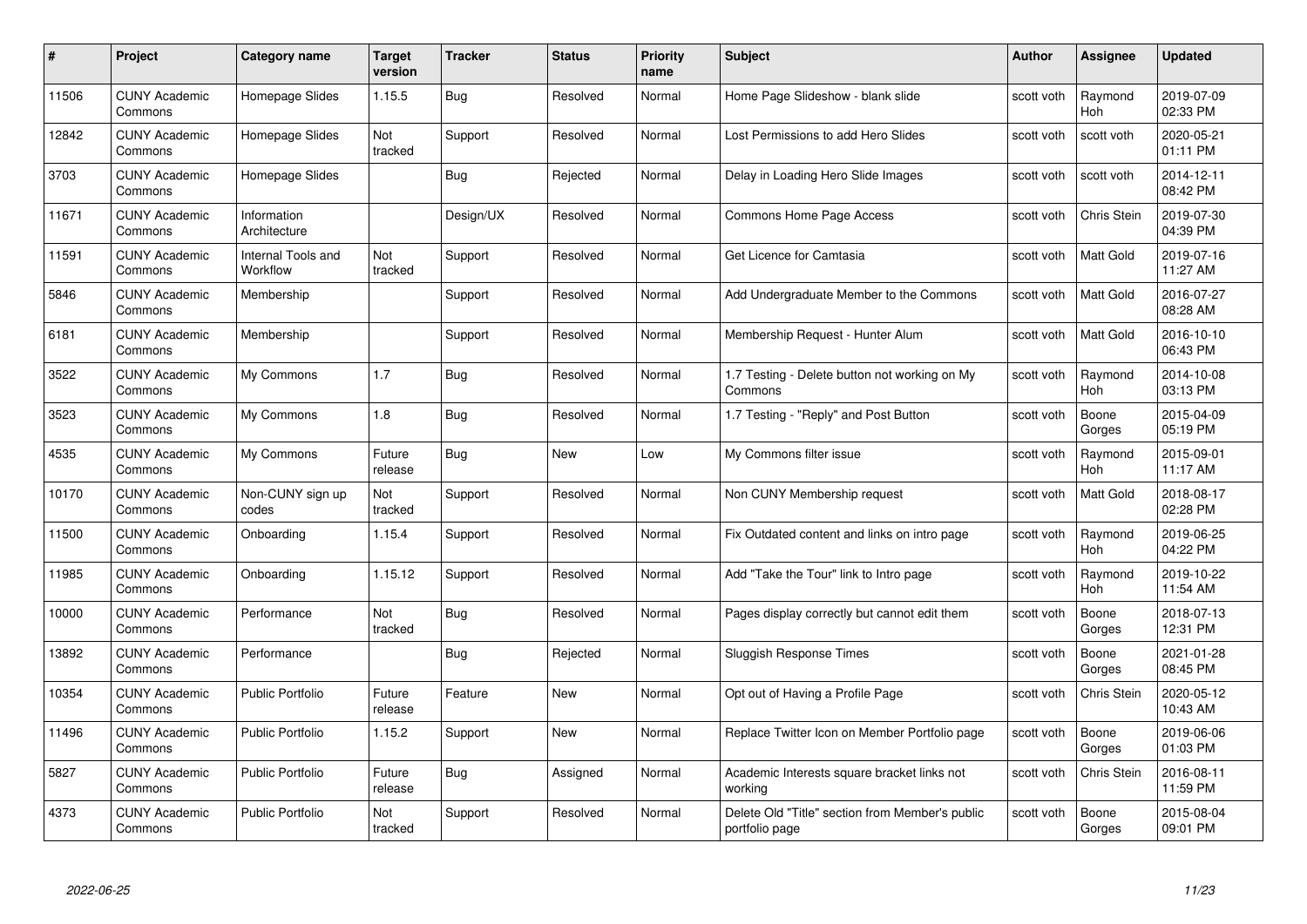| # | Project | Category name | Target version | Tracker | Status | Priority name | Subject | Author | Assignee | Updated |
|---|---|---|---|---|---|---|---|---|---|---|
| 11506 | CUNY Academic Commons | Homepage Slides | 1.15.5 | Bug | Resolved | Normal | Home Page Slideshow - blank slide | scott voth | Raymond Hoh | 2019-07-09 02:33 PM |
| 12842 | CUNY Academic Commons | Homepage Slides | Not tracked | Support | Resolved | Normal | Lost Permissions to add Hero Slides | scott voth | scott voth | 2020-05-21 01:11 PM |
| 3703 | CUNY Academic Commons | Homepage Slides | | Bug | Rejected | Normal | Delay in Loading Hero Slide Images | scott voth | scott voth | 2014-12-11 08:42 PM |
| 11671 | CUNY Academic Commons | Information Architecture | | Design/UX | Resolved | Normal | Commons Home Page Access | scott voth | Chris Stein | 2019-07-30 04:39 PM |
| 11591 | CUNY Academic Commons | Internal Tools and Workflow | Not tracked | Support | Resolved | Normal | Get Licence for Camtasia | scott voth | Matt Gold | 2019-07-16 11:27 AM |
| 5846 | CUNY Academic Commons | Membership | | Support | Resolved | Normal | Add Undergraduate Member to the Commons | scott voth | Matt Gold | 2016-07-27 08:28 AM |
| 6181 | CUNY Academic Commons | Membership | | Support | Resolved | Normal | Membership Request - Hunter Alum | scott voth | Matt Gold | 2016-10-10 06:43 PM |
| 3522 | CUNY Academic Commons | My Commons | 1.7 | Bug | Resolved | Normal | 1.7 Testing - Delete button not working on My Commons | scott voth | Raymond Hoh | 2014-10-08 03:13 PM |
| 3523 | CUNY Academic Commons | My Commons | 1.8 | Bug | Resolved | Normal | 1.7 Testing - "Reply" and Post Button | scott voth | Boone Gorges | 2015-04-09 05:19 PM |
| 4535 | CUNY Academic Commons | My Commons | Future release | Bug | New | Low | My Commons filter issue | scott voth | Raymond Hoh | 2015-09-01 11:17 AM |
| 10170 | CUNY Academic Commons | Non-CUNY sign up codes | Not tracked | Support | Resolved | Normal | Non CUNY Membership request | scott voth | Matt Gold | 2018-08-17 02:28 PM |
| 11500 | CUNY Academic Commons | Onboarding | 1.15.4 | Support | Resolved | Normal | Fix Outdated content and links on intro page | scott voth | Raymond Hoh | 2019-06-25 04:22 PM |
| 11985 | CUNY Academic Commons | Onboarding | 1.15.12 | Support | Resolved | Normal | Add "Take the Tour" link to Intro page | scott voth | Raymond Hoh | 2019-10-22 11:54 AM |
| 10000 | CUNY Academic Commons | Performance | Not tracked | Bug | Resolved | Normal | Pages display correctly but cannot edit them | scott voth | Boone Gorges | 2018-07-13 12:31 PM |
| 13892 | CUNY Academic Commons | Performance | | Bug | Rejected | Normal | Sluggish Response Times | scott voth | Boone Gorges | 2021-01-28 08:45 PM |
| 10354 | CUNY Academic Commons | Public Portfolio | Future release | Feature | New | Normal | Opt out of Having a Profile Page | scott voth | Chris Stein | 2020-05-12 10:43 AM |
| 11496 | CUNY Academic Commons | Public Portfolio | 1.15.2 | Support | New | Normal | Replace Twitter Icon on Member Portfolio page | scott voth | Boone Gorges | 2019-06-06 01:03 PM |
| 5827 | CUNY Academic Commons | Public Portfolio | Future release | Bug | Assigned | Normal | Academic Interests square bracket links not working | scott voth | Chris Stein | 2016-08-11 11:59 PM |
| 4373 | CUNY Academic Commons | Public Portfolio | Not tracked | Support | Resolved | Normal | Delete Old "Title" section from Member's public portfolio page | scott voth | Boone Gorges | 2015-08-04 09:01 PM |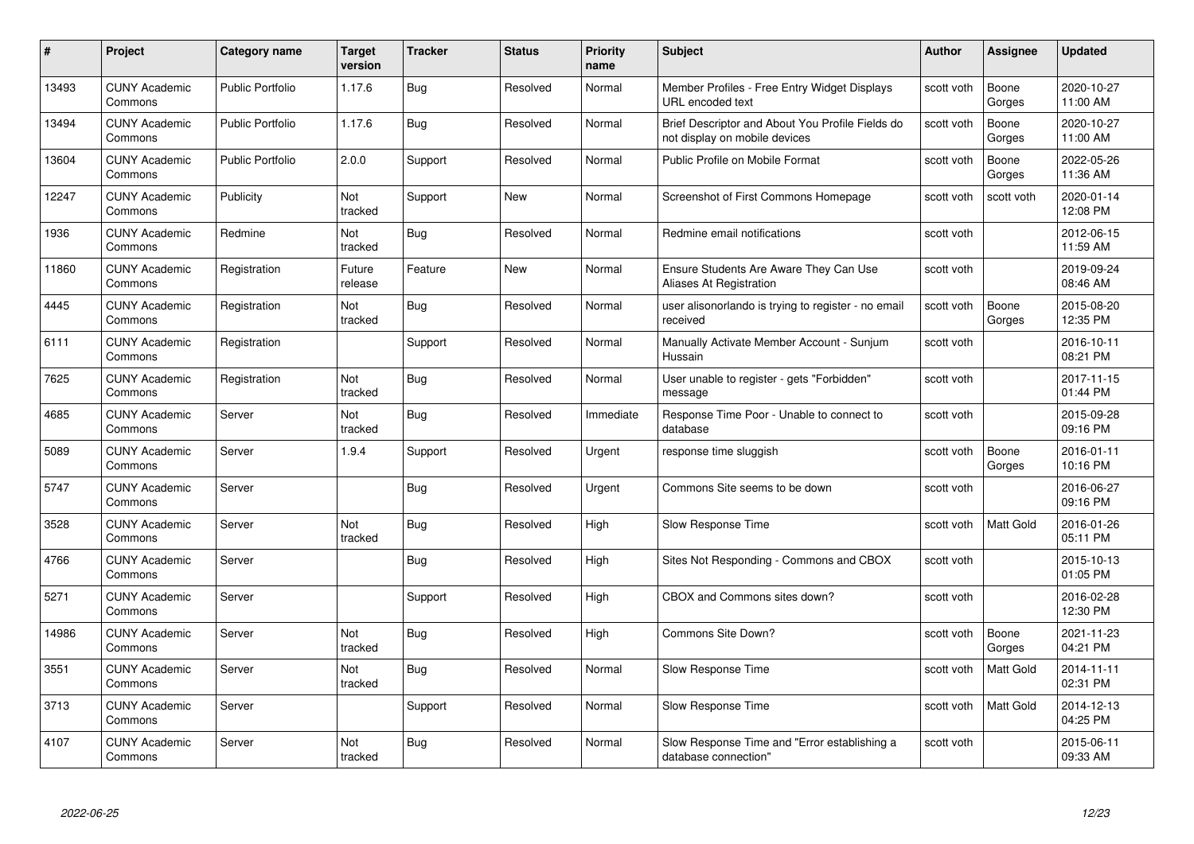| # | Project | Category name | Target version | Tracker | Status | Priority name | Subject | Author | Assignee | Updated |
|---|---|---|---|---|---|---|---|---|---|---|
| 13493 | CUNY Academic Commons | Public Portfolio | 1.17.6 | Bug | Resolved | Normal | Member Profiles - Free Entry Widget Displays URL encoded text | scott voth | Boone Gorges | 2020-10-27 11:00 AM |
| 13494 | CUNY Academic Commons | Public Portfolio | 1.17.6 | Bug | Resolved | Normal | Brief Descriptor and About You Profile Fields do not display on mobile devices | scott voth | Boone Gorges | 2020-10-27 11:00 AM |
| 13604 | CUNY Academic Commons | Public Portfolio | 2.0.0 | Support | Resolved | Normal | Public Profile on Mobile Format | scott voth | Boone Gorges | 2022-05-26 11:36 AM |
| 12247 | CUNY Academic Commons | Publicity | Not tracked | Support | New | Normal | Screenshot of First Commons Homepage | scott voth | scott voth | 2020-01-14 12:08 PM |
| 1936 | CUNY Academic Commons | Redmine | Not tracked | Bug | Resolved | Normal | Redmine email notifications | scott voth | | 2012-06-15 11:59 AM |
| 11860 | CUNY Academic Commons | Registration | Future release | Feature | New | Normal | Ensure Students Are Aware They Can Use Aliases At Registration | scott voth | | 2019-09-24 08:46 AM |
| 4445 | CUNY Academic Commons | Registration | Not tracked | Bug | Resolved | Normal | user alisonorlando is trying to register - no email received | scott voth | Boone Gorges | 2015-08-20 12:35 PM |
| 6111 | CUNY Academic Commons | Registration | | Support | Resolved | Normal | Manually Activate Member Account - Sunjum Hussain | scott voth | | 2016-10-11 08:21 PM |
| 7625 | CUNY Academic Commons | Registration | Not tracked | Bug | Resolved | Normal | User unable to register - gets "Forbidden" message | scott voth | | 2017-11-15 01:44 PM |
| 4685 | CUNY Academic Commons | Server | Not tracked | Bug | Resolved | Immediate | Response Time Poor - Unable to connect to database | scott voth | | 2015-09-28 09:16 PM |
| 5089 | CUNY Academic Commons | Server | 1.9.4 | Support | Resolved | Urgent | response time sluggish | scott voth | Boone Gorges | 2016-01-11 10:16 PM |
| 5747 | CUNY Academic Commons | Server | | Bug | Resolved | Urgent | Commons Site seems to be down | scott voth | | 2016-06-27 09:16 PM |
| 3528 | CUNY Academic Commons | Server | Not tracked | Bug | Resolved | High | Slow Response Time | scott voth | Matt Gold | 2016-01-26 05:11 PM |
| 4766 | CUNY Academic Commons | Server | | Bug | Resolved | High | Sites Not Responding - Commons and CBOX | scott voth | | 2015-10-13 01:05 PM |
| 5271 | CUNY Academic Commons | Server | | Support | Resolved | High | CBOX and Commons sites down? | scott voth | | 2016-02-28 12:30 PM |
| 14986 | CUNY Academic Commons | Server | Not tracked | Bug | Resolved | High | Commons Site Down? | scott voth | Boone Gorges | 2021-11-23 04:21 PM |
| 3551 | CUNY Academic Commons | Server | Not tracked | Bug | Resolved | Normal | Slow Response Time | scott voth | Matt Gold | 2014-11-11 02:31 PM |
| 3713 | CUNY Academic Commons | Server | | Support | Resolved | Normal | Slow Response Time | scott voth | Matt Gold | 2014-12-13 04:25 PM |
| 4107 | CUNY Academic Commons | Server | Not tracked | Bug | Resolved | Normal | Slow Response Time and "Error establishing a database connection" | scott voth | | 2015-06-11 09:33 AM |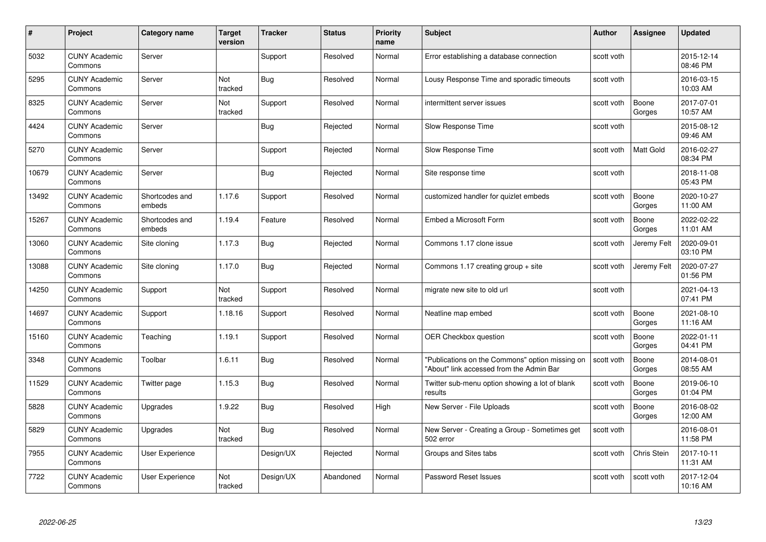| # | Project | Category name | Target version | Tracker | Status | Priority name | Subject | Author | Assignee | Updated |
|---|---|---|---|---|---|---|---|---|---|---|
| 5032 | CUNY Academic Commons | Server | | Support | Resolved | Normal | Error establishing a database connection | scott voth | | 2015-12-14 08:46 PM |
| 5295 | CUNY Academic Commons | Server | Not tracked | Bug | Resolved | Normal | Lousy Response Time and sporadic timeouts | scott voth | | 2016-03-15 10:03 AM |
| 8325 | CUNY Academic Commons | Server | Not tracked | Support | Resolved | Normal | intermittent server issues | scott voth | Boone Gorges | 2017-07-01 10:57 AM |
| 4424 | CUNY Academic Commons | Server | | Bug | Rejected | Normal | Slow Response Time | scott voth | | 2015-08-12 09:46 AM |
| 5270 | CUNY Academic Commons | Server | | Support | Rejected | Normal | Slow Response Time | scott voth | Matt Gold | 2016-02-27 08:34 PM |
| 10679 | CUNY Academic Commons | Server | | Bug | Rejected | Normal | Site response time | scott voth | | 2018-11-08 05:43 PM |
| 13492 | CUNY Academic Commons | Shortcodes and embeds | 1.17.6 | Support | Resolved | Normal | customized handler for quizlet embeds | scott voth | Boone Gorges | 2020-10-27 11:00 AM |
| 15267 | CUNY Academic Commons | Shortcodes and embeds | 1.19.4 | Feature | Resolved | Normal | Embed a Microsoft Form | scott voth | Boone Gorges | 2022-02-22 11:01 AM |
| 13060 | CUNY Academic Commons | Site cloning | 1.17.3 | Bug | Rejected | Normal | Commons 1.17 clone issue | scott voth | Jeremy Felt | 2020-09-01 03:10 PM |
| 13088 | CUNY Academic Commons | Site cloning | 1.17.0 | Bug | Rejected | Normal | Commons 1.17 creating group + site | scott voth | Jeremy Felt | 2020-07-27 01:56 PM |
| 14250 | CUNY Academic Commons | Support | Not tracked | Support | Resolved | Normal | migrate new site to old url | scott voth | | 2021-04-13 07:41 PM |
| 14697 | CUNY Academic Commons | Support | 1.18.16 | Support | Resolved | Normal | Neatline map embed | scott voth | Boone Gorges | 2021-08-10 11:16 AM |
| 15160 | CUNY Academic Commons | Teaching | 1.19.1 | Support | Resolved | Normal | OER Checkbox question | scott voth | Boone Gorges | 2022-01-11 04:41 PM |
| 3348 | CUNY Academic Commons | Toolbar | 1.6.11 | Bug | Resolved | Normal | "Publications on the Commons" option missing on "About" link accessed from the Admin Bar | scott voth | Boone Gorges | 2014-08-01 08:55 AM |
| 11529 | CUNY Academic Commons | Twitter page | 1.15.3 | Bug | Resolved | Normal | Twitter sub-menu option showing a lot of blank results | scott voth | Boone Gorges | 2019-06-10 01:04 PM |
| 5828 | CUNY Academic Commons | Upgrades | 1.9.22 | Bug | Resolved | High | New Server - File Uploads | scott voth | Boone Gorges | 2016-08-02 12:00 AM |
| 5829 | CUNY Academic Commons | Upgrades | Not tracked | Bug | Resolved | Normal | New Server - Creating a Group - Sometimes get 502 error | scott voth | | 2016-08-01 11:58 PM |
| 7955 | CUNY Academic Commons | User Experience | | Design/UX | Rejected | Normal | Groups and Sites tabs | scott voth | Chris Stein | 2017-10-11 11:31 AM |
| 7722 | CUNY Academic Commons | User Experience | Not tracked | Design/UX | Abandoned | Normal | Password Reset Issues | scott voth | scott voth | 2017-12-04 10:16 AM |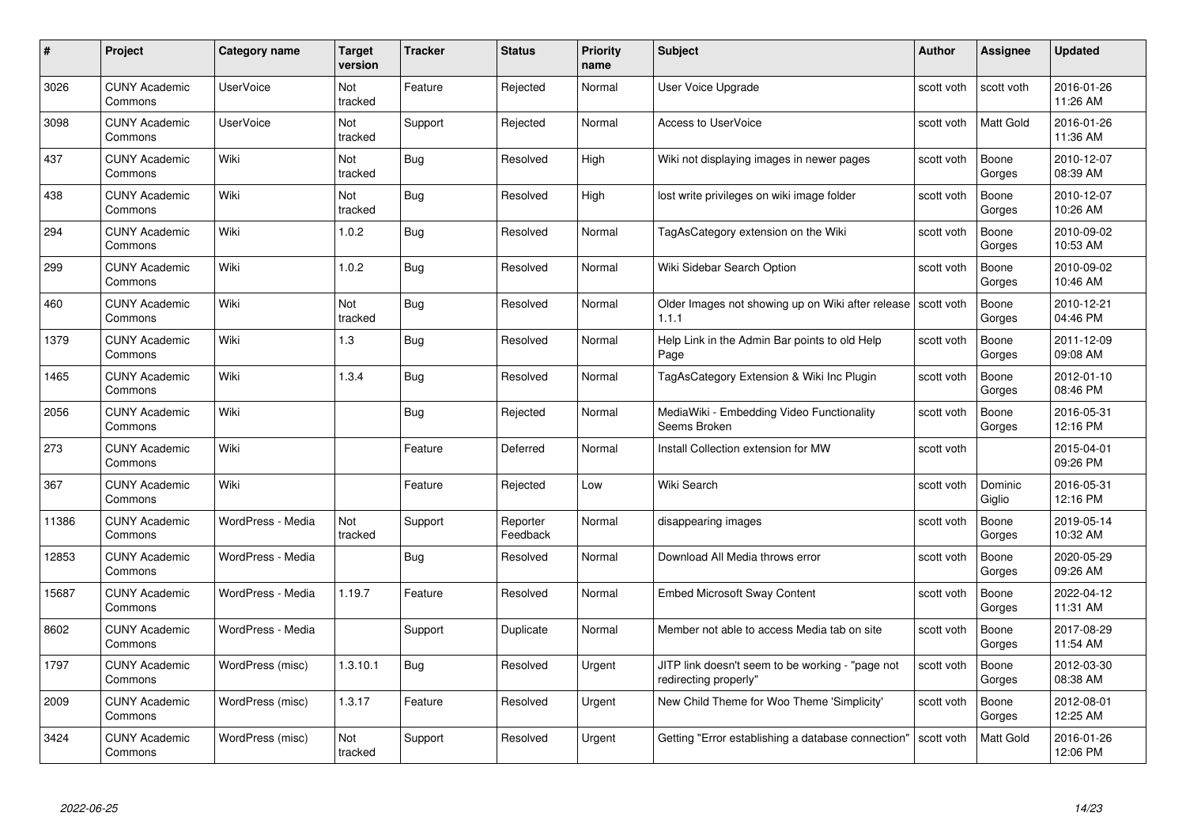| # | Project | Category name | Target version | Tracker | Status | Priority name | Subject | Author | Assignee | Updated |
|---|---|---|---|---|---|---|---|---|---|---|
| 3026 | CUNY Academic Commons | UserVoice | Not tracked | Feature | Rejected | Normal | User Voice Upgrade | scott voth | scott voth | 2016-01-26 11:26 AM |
| 3098 | CUNY Academic Commons | UserVoice | Not tracked | Support | Rejected | Normal | Access to UserVoice | scott voth | Matt Gold | 2016-01-26 11:36 AM |
| 437 | CUNY Academic Commons | Wiki | Not tracked | Bug | Resolved | High | Wiki not displaying images in newer pages | scott voth | Boone Gorges | 2010-12-07 08:39 AM |
| 438 | CUNY Academic Commons | Wiki | Not tracked | Bug | Resolved | High | lost write privileges on wiki image folder | scott voth | Boone Gorges | 2010-12-07 10:26 AM |
| 294 | CUNY Academic Commons | Wiki | 1.0.2 | Bug | Resolved | Normal | TagAsCategory extension on the Wiki | scott voth | Boone Gorges | 2010-09-02 10:53 AM |
| 299 | CUNY Academic Commons | Wiki | 1.0.2 | Bug | Resolved | Normal | Wiki Sidebar Search Option | scott voth | Boone Gorges | 2010-09-02 10:46 AM |
| 460 | CUNY Academic Commons | Wiki | Not tracked | Bug | Resolved | Normal | Older Images not showing up on Wiki after release 1.1.1 | scott voth | Boone Gorges | 2010-12-21 04:46 PM |
| 1379 | CUNY Academic Commons | Wiki | 1.3 | Bug | Resolved | Normal | Help Link in the Admin Bar points to old Help Page | scott voth | Boone Gorges | 2011-12-09 09:08 AM |
| 1465 | CUNY Academic Commons | Wiki | 1.3.4 | Bug | Resolved | Normal | TagAsCategory Extension & Wiki Inc Plugin | scott voth | Boone Gorges | 2012-01-10 08:46 PM |
| 2056 | CUNY Academic Commons | Wiki | | Bug | Rejected | Normal | MediaWiki - Embedding Video Functionality Seems Broken | scott voth | Boone Gorges | 2016-05-31 12:16 PM |
| 273 | CUNY Academic Commons | Wiki | | Feature | Deferred | Normal | Install Collection extension for MW | scott voth | | 2015-04-01 09:26 PM |
| 367 | CUNY Academic Commons | Wiki | | Feature | Rejected | Low | Wiki Search | scott voth | Dominic Giglio | 2016-05-31 12:16 PM |
| 11386 | CUNY Academic Commons | WordPress - Media | Not tracked | Support | Reporter Feedback | Normal | disappearing images | scott voth | Boone Gorges | 2019-05-14 10:32 AM |
| 12853 | CUNY Academic Commons | WordPress - Media | | Bug | Resolved | Normal | Download All Media throws error | scott voth | Boone Gorges | 2020-05-29 09:26 AM |
| 15687 | CUNY Academic Commons | WordPress - Media | 1.19.7 | Feature | Resolved | Normal | Embed Microsoft Sway Content | scott voth | Boone Gorges | 2022-04-12 11:31 AM |
| 8602 | CUNY Academic Commons | WordPress - Media | | Support | Duplicate | Normal | Member not able to access Media tab on site | scott voth | Boone Gorges | 2017-08-29 11:54 AM |
| 1797 | CUNY Academic Commons | WordPress (misc) | 1.3.10.1 | Bug | Resolved | Urgent | JITP link doesn't seem to be working - "page not redirecting properly" | scott voth | Boone Gorges | 2012-03-30 08:38 AM |
| 2009 | CUNY Academic Commons | WordPress (misc) | 1.3.17 | Feature | Resolved | Urgent | New Child Theme for Woo Theme 'Simplicity' | scott voth | Boone Gorges | 2012-08-01 12:25 AM |
| 3424 | CUNY Academic Commons | WordPress (misc) | Not tracked | Support | Resolved | Urgent | Getting "Error establishing a database connection" | scott voth | Matt Gold | 2016-01-26 12:06 PM |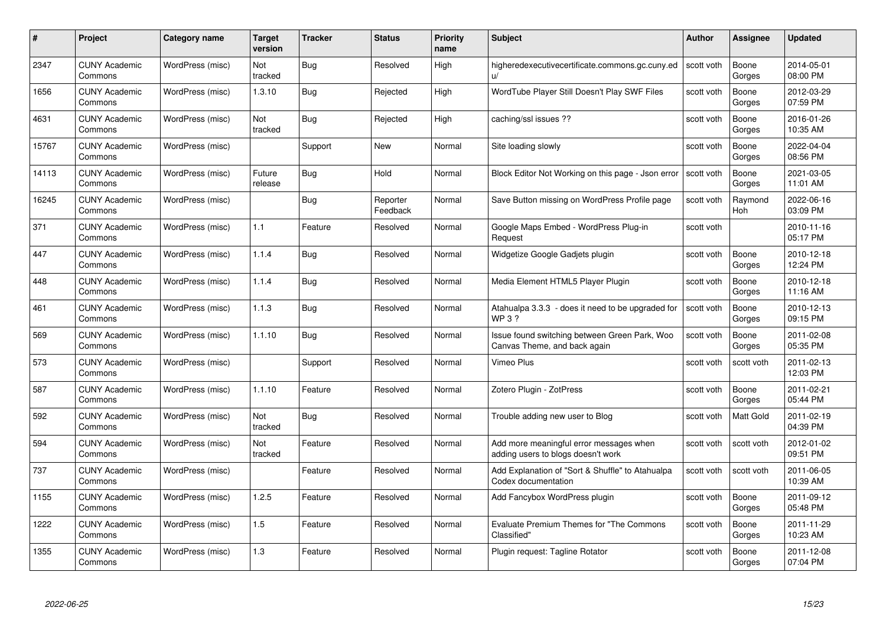| # | Project | Category name | Target version | Tracker | Status | Priority name | Subject | Author | Assignee | Updated |
|---|---|---|---|---|---|---|---|---|---|---|
| 2347 | CUNY Academic Commons | WordPress (misc) | Not tracked | Bug | Resolved | High | higheredexecutivecertificate.commons.gc.cuny.edu/ | scott voth | Boone Gorges | 2014-05-01 08:00 PM |
| 1656 | CUNY Academic Commons | WordPress (misc) | 1.3.10 | Bug | Rejected | High | WordTube Player Still Doesn't Play SWF Files | scott voth | Boone Gorges | 2012-03-29 07:59 PM |
| 4631 | CUNY Academic Commons | WordPress (misc) | Not tracked | Bug | Rejected | High | caching/ssl issues ?? | scott voth | Boone Gorges | 2016-01-26 10:35 AM |
| 15767 | CUNY Academic Commons | WordPress (misc) | | Support | New | Normal | Site loading slowly | scott voth | Boone Gorges | 2022-04-04 08:56 PM |
| 14113 | CUNY Academic Commons | WordPress (misc) | Future release | Bug | Hold | Normal | Block Editor Not Working on this page - Json error | scott voth | Boone Gorges | 2021-03-05 11:01 AM |
| 16245 | CUNY Academic Commons | WordPress (misc) | | Bug | Reporter Feedback | Normal | Save Button missing on WordPress Profile page | scott voth | Raymond Hoh | 2022-06-16 03:09 PM |
| 371 | CUNY Academic Commons | WordPress (misc) | 1.1 | Feature | Resolved | Normal | Google Maps Embed - WordPress Plug-in Request | scott voth | | 2010-11-16 05:17 PM |
| 447 | CUNY Academic Commons | WordPress (misc) | 1.1.4 | Bug | Resolved | Normal | Widgetize Google Gadjets plugin | scott voth | Boone Gorges | 2010-12-18 12:24 PM |
| 448 | CUNY Academic Commons | WordPress (misc) | 1.1.4 | Bug | Resolved | Normal | Media Element HTML5 Player Plugin | scott voth | Boone Gorges | 2010-12-18 11:16 AM |
| 461 | CUNY Academic Commons | WordPress (misc) | 1.1.3 | Bug | Resolved | Normal | Atahualpa 3.3.3 - does it need to be upgraded for WP 3 ? | scott voth | Boone Gorges | 2010-12-13 09:15 PM |
| 569 | CUNY Academic Commons | WordPress (misc) | 1.1.10 | Bug | Resolved | Normal | Issue found switching between Green Park, Woo Canvas Theme, and back again | scott voth | Boone Gorges | 2011-02-08 05:35 PM |
| 573 | CUNY Academic Commons | WordPress (misc) | | Support | Resolved | Normal | Vimeo Plus | scott voth | scott voth | 2011-02-13 12:03 PM |
| 587 | CUNY Academic Commons | WordPress (misc) | 1.1.10 | Feature | Resolved | Normal | Zotero Plugin - ZotPress | scott voth | Boone Gorges | 2011-02-21 05:44 PM |
| 592 | CUNY Academic Commons | WordPress (misc) | Not tracked | Bug | Resolved | Normal | Trouble adding new user to Blog | scott voth | Matt Gold | 2011-02-19 04:39 PM |
| 594 | CUNY Academic Commons | WordPress (misc) | Not tracked | Feature | Resolved | Normal | Add more meaningful error messages when adding users to blogs doesn't work | scott voth | scott voth | 2012-01-02 09:51 PM |
| 737 | CUNY Academic Commons | WordPress (misc) | | Feature | Resolved | Normal | Add Explanation of "Sort & Shuffle" to Atahualpa Codex documentation | scott voth | scott voth | 2011-06-05 10:39 AM |
| 1155 | CUNY Academic Commons | WordPress (misc) | 1.2.5 | Feature | Resolved | Normal | Add Fancybox WordPress plugin | scott voth | Boone Gorges | 2011-09-12 05:48 PM |
| 1222 | CUNY Academic Commons | WordPress (misc) | 1.5 | Feature | Resolved | Normal | Evaluate Premium Themes for "The Commons Classified" | scott voth | Boone Gorges | 2011-11-29 10:23 AM |
| 1355 | CUNY Academic Commons | WordPress (misc) | 1.3 | Feature | Resolved | Normal | Plugin request: Tagline Rotator | scott voth | Boone Gorges | 2011-12-08 07:04 PM |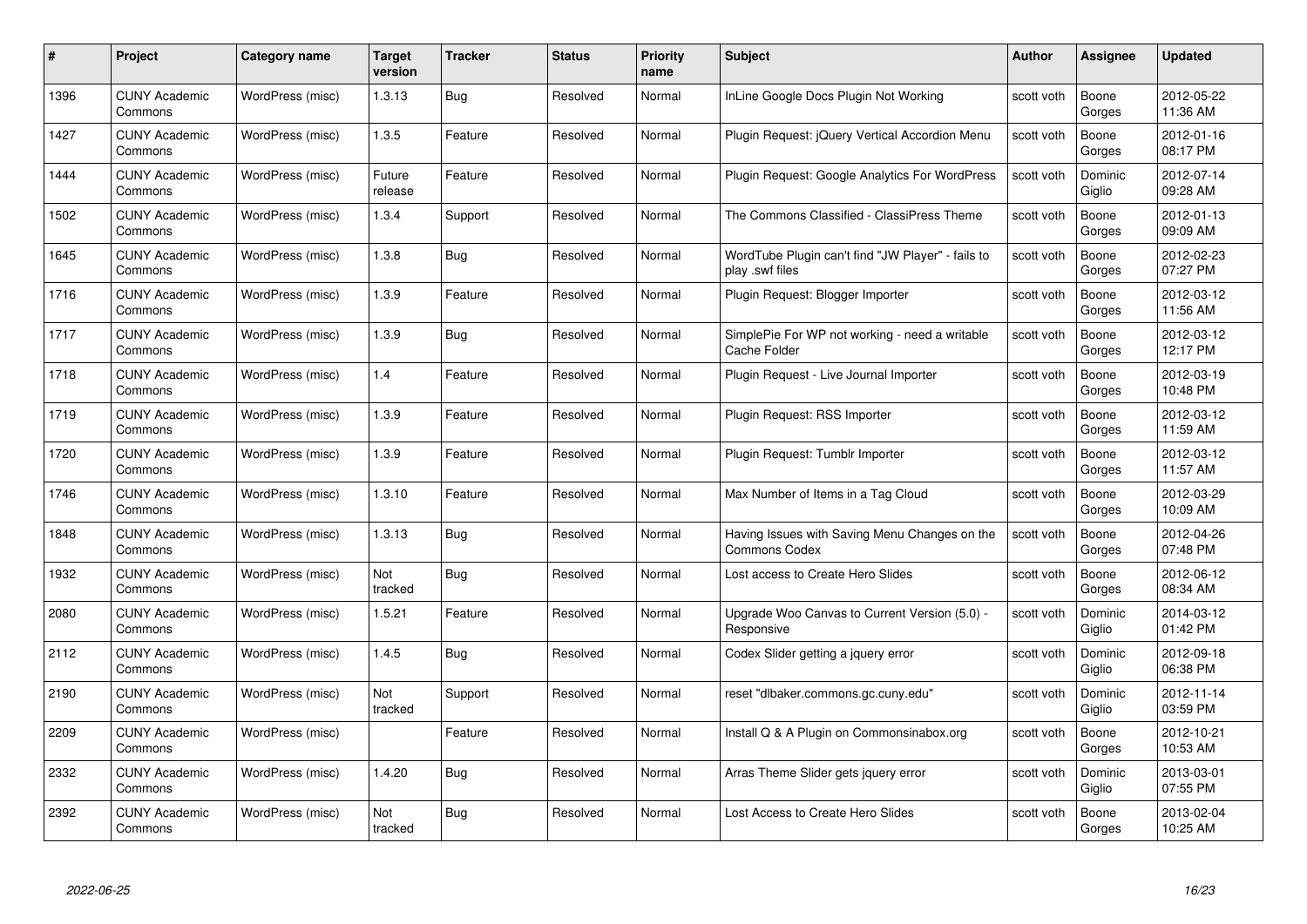| # | Project | Category name | Target version | Tracker | Status | Priority name | Subject | Author | Assignee | Updated |
|---|---|---|---|---|---|---|---|---|---|---|
| 1396 | CUNY Academic Commons | WordPress (misc) | 1.3.13 | Bug | Resolved | Normal | InLine Google Docs Plugin Not Working | scott voth | Boone Gorges | 2012-05-22 11:36 AM |
| 1427 | CUNY Academic Commons | WordPress (misc) | 1.3.5 | Feature | Resolved | Normal | Plugin Request: jQuery Vertical Accordion Menu | scott voth | Boone Gorges | 2012-01-16 08:17 PM |
| 1444 | CUNY Academic Commons | WordPress (misc) | Future release | Feature | Resolved | Normal | Plugin Request: Google Analytics For WordPress | scott voth | Dominic Giglio | 2012-07-14 09:28 AM |
| 1502 | CUNY Academic Commons | WordPress (misc) | 1.3.4 | Support | Resolved | Normal | The Commons Classified - ClassiPress Theme | scott voth | Boone Gorges | 2012-01-13 09:09 AM |
| 1645 | CUNY Academic Commons | WordPress (misc) | 1.3.8 | Bug | Resolved | Normal | WordTube Plugin can't find "JW Player" - fails to play .swf files | scott voth | Boone Gorges | 2012-02-23 07:27 PM |
| 1716 | CUNY Academic Commons | WordPress (misc) | 1.3.9 | Feature | Resolved | Normal | Plugin Request: Blogger Importer | scott voth | Boone Gorges | 2012-03-12 11:56 AM |
| 1717 | CUNY Academic Commons | WordPress (misc) | 1.3.9 | Bug | Resolved | Normal | SimplePie For WP not working - need a writable Cache Folder | scott voth | Boone Gorges | 2012-03-12 12:17 PM |
| 1718 | CUNY Academic Commons | WordPress (misc) | 1.4 | Feature | Resolved | Normal | Plugin Request - Live Journal Importer | scott voth | Boone Gorges | 2012-03-19 10:48 PM |
| 1719 | CUNY Academic Commons | WordPress (misc) | 1.3.9 | Feature | Resolved | Normal | Plugin Request: RSS Importer | scott voth | Boone Gorges | 2012-03-12 11:59 AM |
| 1720 | CUNY Academic Commons | WordPress (misc) | 1.3.9 | Feature | Resolved | Normal | Plugin Request: Tumblr Importer | scott voth | Boone Gorges | 2012-03-12 11:57 AM |
| 1746 | CUNY Academic Commons | WordPress (misc) | 1.3.10 | Feature | Resolved | Normal | Max Number of Items in a Tag Cloud | scott voth | Boone Gorges | 2012-03-29 10:09 AM |
| 1848 | CUNY Academic Commons | WordPress (misc) | 1.3.13 | Bug | Resolved | Normal | Having Issues with Saving Menu Changes on the Commons Codex | scott voth | Boone Gorges | 2012-04-26 07:48 PM |
| 1932 | CUNY Academic Commons | WordPress (misc) | Not tracked | Bug | Resolved | Normal | Lost access to Create Hero Slides | scott voth | Boone Gorges | 2012-06-12 08:34 AM |
| 2080 | CUNY Academic Commons | WordPress (misc) | 1.5.21 | Feature | Resolved | Normal | Upgrade Woo Canvas to Current Version (5.0) - Responsive | scott voth | Dominic Giglio | 2014-03-12 01:42 PM |
| 2112 | CUNY Academic Commons | WordPress (misc) | 1.4.5 | Bug | Resolved | Normal | Codex Slider getting a jquery error | scott voth | Dominic Giglio | 2012-09-18 06:38 PM |
| 2190 | CUNY Academic Commons | WordPress (misc) | Not tracked | Support | Resolved | Normal | reset "dlbaker.commons.gc.cuny.edu" | scott voth | Dominic Giglio | 2012-11-14 03:59 PM |
| 2209 | CUNY Academic Commons | WordPress (misc) | | Feature | Resolved | Normal | Install Q & A Plugin on Commonsinabox.org | scott voth | Boone Gorges | 2012-10-21 10:53 AM |
| 2332 | CUNY Academic Commons | WordPress (misc) | 1.4.20 | Bug | Resolved | Normal | Arras Theme Slider gets jquery error | scott voth | Dominic Giglio | 2013-03-01 07:55 PM |
| 2392 | CUNY Academic Commons | WordPress (misc) | Not tracked | Bug | Resolved | Normal | Lost Access to Create Hero Slides | scott voth | Boone Gorges | 2013-02-04 10:25 AM |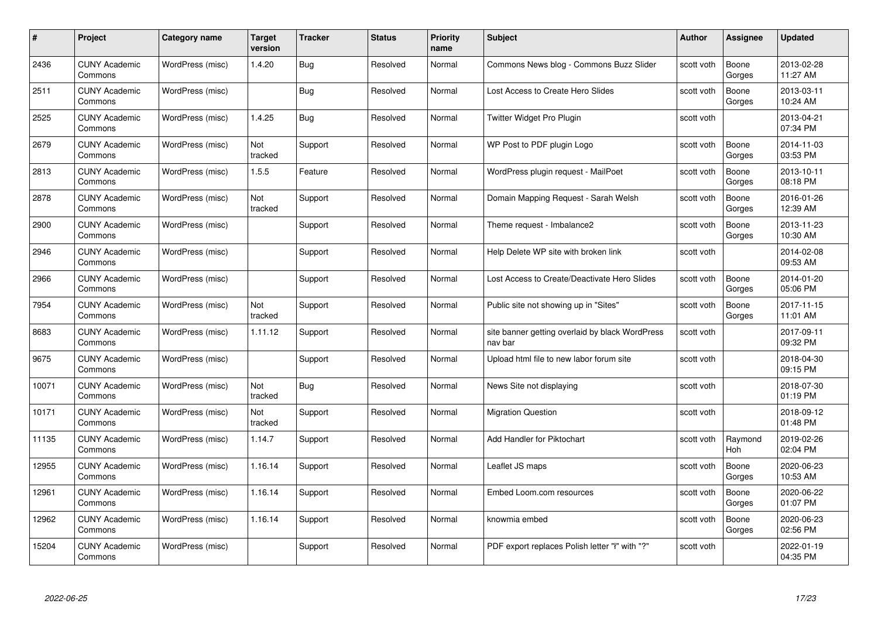| # | Project | Category name | Target version | Tracker | Status | Priority name | Subject | Author | Assignee | Updated |
|---|---|---|---|---|---|---|---|---|---|---|
| 2436 | CUNY Academic Commons | WordPress (misc) | 1.4.20 | Bug | Resolved | Normal | Commons News blog - Commons Buzz Slider | scott voth | Boone Gorges | 2013-02-28 11:27 AM |
| 2511 | CUNY Academic Commons | WordPress (misc) | | Bug | Resolved | Normal | Lost Access to Create Hero Slides | scott voth | Boone Gorges | 2013-03-11 10:24 AM |
| 2525 | CUNY Academic Commons | WordPress (misc) | 1.4.25 | Bug | Resolved | Normal | Twitter Widget Pro Plugin | scott voth | | 2013-04-21 07:34 PM |
| 2679 | CUNY Academic Commons | WordPress (misc) | Not tracked | Support | Resolved | Normal | WP Post to PDF plugin Logo | scott voth | Boone Gorges | 2014-11-03 03:53 PM |
| 2813 | CUNY Academic Commons | WordPress (misc) | 1.5.5 | Feature | Resolved | Normal | WordPress plugin request - MailPoet | scott voth | Boone Gorges | 2013-10-11 08:18 PM |
| 2878 | CUNY Academic Commons | WordPress (misc) | Not tracked | Support | Resolved | Normal | Domain Mapping Request - Sarah Welsh | scott voth | Boone Gorges | 2016-01-26 12:39 AM |
| 2900 | CUNY Academic Commons | WordPress (misc) | | Support | Resolved | Normal | Theme request - Imbalance2 | scott voth | Boone Gorges | 2013-11-23 10:30 AM |
| 2946 | CUNY Academic Commons | WordPress (misc) | | Support | Resolved | Normal | Help Delete WP site with broken link | scott voth | | 2014-02-08 09:53 AM |
| 2966 | CUNY Academic Commons | WordPress (misc) | | Support | Resolved | Normal | Lost Access to Create/Deactivate Hero Slides | scott voth | Boone Gorges | 2014-01-20 05:06 PM |
| 7954 | CUNY Academic Commons | WordPress (misc) | Not tracked | Support | Resolved | Normal | Public site not showing up in "Sites" | scott voth | Boone Gorges | 2017-11-15 11:01 AM |
| 8683 | CUNY Academic Commons | WordPress (misc) | 1.11.12 | Support | Resolved | Normal | site banner getting overlaid by black WordPress nav bar | scott voth | | 2017-09-11 09:32 PM |
| 9675 | CUNY Academic Commons | WordPress (misc) | | Support | Resolved | Normal | Upload html file to new labor forum site | scott voth | | 2018-04-30 09:15 PM |
| 10071 | CUNY Academic Commons | WordPress (misc) | Not tracked | Bug | Resolved | Normal | News Site not displaying | scott voth | | 2018-07-30 01:19 PM |
| 10171 | CUNY Academic Commons | WordPress (misc) | Not tracked | Support | Resolved | Normal | Migration Question | scott voth | | 2018-09-12 01:48 PM |
| 11135 | CUNY Academic Commons | WordPress (misc) | 1.14.7 | Support | Resolved | Normal | Add Handler for Piktochart | scott voth | Raymond Hoh | 2019-02-26 02:04 PM |
| 12955 | CUNY Academic Commons | WordPress (misc) | 1.16.14 | Support | Resolved | Normal | Leaflet JS maps | scott voth | Boone Gorges | 2020-06-23 10:53 AM |
| 12961 | CUNY Academic Commons | WordPress (misc) | 1.16.14 | Support | Resolved | Normal | Embed Loom.com resources | scott voth | Boone Gorges | 2020-06-22 01:07 PM |
| 12962 | CUNY Academic Commons | WordPress (misc) | 1.16.14 | Support | Resolved | Normal | knowmia embed | scott voth | Boone Gorges | 2020-06-23 02:56 PM |
| 15204 | CUNY Academic Commons | WordPress (misc) | | Support | Resolved | Normal | PDF export replaces Polish letter "ł" with "?" | scott voth | | 2022-01-19 04:35 PM |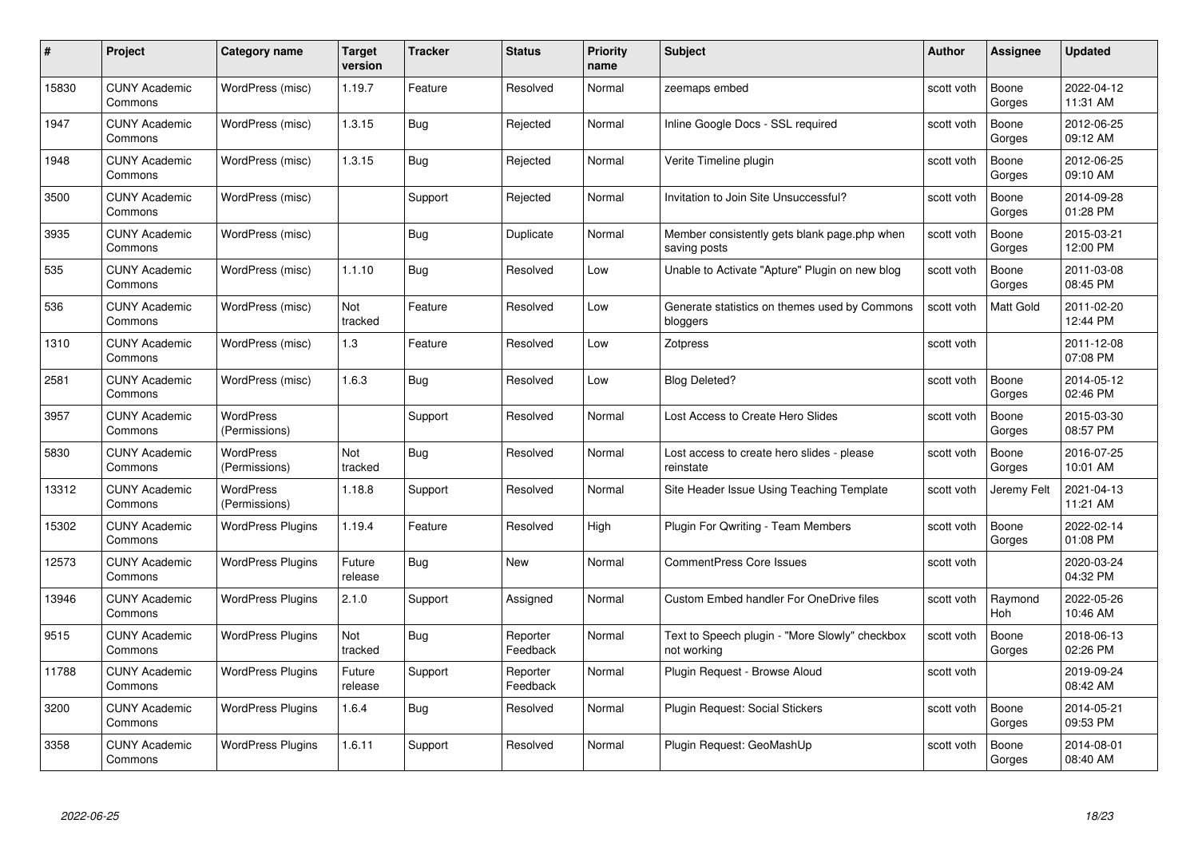| # | Project | Category name | Target version | Tracker | Status | Priority name | Subject | Author | Assignee | Updated |
|---|---|---|---|---|---|---|---|---|---|---|
| 15830 | CUNY Academic Commons | WordPress (misc) | 1.19.7 | Feature | Resolved | Normal | zeemaps embed | scott voth | Boone Gorges | 2022-04-12 11:31 AM |
| 1947 | CUNY Academic Commons | WordPress (misc) | 1.3.15 | Bug | Rejected | Normal | Inline Google Docs - SSL required | scott voth | Boone Gorges | 2012-06-25 09:12 AM |
| 1948 | CUNY Academic Commons | WordPress (misc) | 1.3.15 | Bug | Rejected | Normal | Verite Timeline plugin | scott voth | Boone Gorges | 2012-06-25 09:10 AM |
| 3500 | CUNY Academic Commons | WordPress (misc) | | Support | Rejected | Normal | Invitation to Join Site Unsuccessful? | scott voth | Boone Gorges | 2014-09-28 01:28 PM |
| 3935 | CUNY Academic Commons | WordPress (misc) | | Bug | Duplicate | Normal | Member consistently gets blank page.php when saving posts | scott voth | Boone Gorges | 2015-03-21 12:00 PM |
| 535 | CUNY Academic Commons | WordPress (misc) | 1.1.10 | Bug | Resolved | Low | Unable to Activate "Apture" Plugin on new blog | scott voth | Boone Gorges | 2011-03-08 08:45 PM |
| 536 | CUNY Academic Commons | WordPress (misc) | Not tracked | Feature | Resolved | Low | Generate statistics on themes used by Commons bloggers | scott voth | Matt Gold | 2011-02-20 12:44 PM |
| 1310 | CUNY Academic Commons | WordPress (misc) | 1.3 | Feature | Resolved | Low | Zotpress | scott voth | | 2011-12-08 07:08 PM |
| 2581 | CUNY Academic Commons | WordPress (misc) | 1.6.3 | Bug | Resolved | Low | Blog Deleted? | scott voth | Boone Gorges | 2014-05-12 02:46 PM |
| 3957 | CUNY Academic Commons | WordPress (Permissions) | | Support | Resolved | Normal | Lost Access to Create Hero Slides | scott voth | Boone Gorges | 2015-03-30 08:57 PM |
| 5830 | CUNY Academic Commons | WordPress (Permissions) | Not tracked | Bug | Resolved | Normal | Lost access to create hero slides - please reinstate | scott voth | Boone Gorges | 2016-07-25 10:01 AM |
| 13312 | CUNY Academic Commons | WordPress (Permissions) | 1.18.8 | Support | Resolved | Normal | Site Header Issue Using Teaching Template | scott voth | Jeremy Felt | 2021-04-13 11:21 AM |
| 15302 | CUNY Academic Commons | WordPress Plugins | 1.19.4 | Feature | Resolved | High | Plugin For Qwriting - Team Members | scott voth | Boone Gorges | 2022-02-14 01:08 PM |
| 12573 | CUNY Academic Commons | WordPress Plugins | Future release | Bug | New | Normal | CommentPress Core Issues | scott voth | | 2020-03-24 04:32 PM |
| 13946 | CUNY Academic Commons | WordPress Plugins | 2.1.0 | Support | Assigned | Normal | Custom Embed handler For OneDrive files | scott voth | Raymond Hoh | 2022-05-26 10:46 AM |
| 9515 | CUNY Academic Commons | WordPress Plugins | Not tracked | Bug | Reporter Feedback | Normal | Text to Speech plugin - "More Slowly" checkbox not working | scott voth | Boone Gorges | 2018-06-13 02:26 PM |
| 11788 | CUNY Academic Commons | WordPress Plugins | Future release | Support | Reporter Feedback | Normal | Plugin Request - Browse Aloud | scott voth | | 2019-09-24 08:42 AM |
| 3200 | CUNY Academic Commons | WordPress Plugins | 1.6.4 | Bug | Resolved | Normal | Plugin Request: Social Stickers | scott voth | Boone Gorges | 2014-05-21 09:53 PM |
| 3358 | CUNY Academic Commons | WordPress Plugins | 1.6.11 | Support | Resolved | Normal | Plugin Request: GeoMashUp | scott voth | Boone Gorges | 2014-08-01 08:40 AM |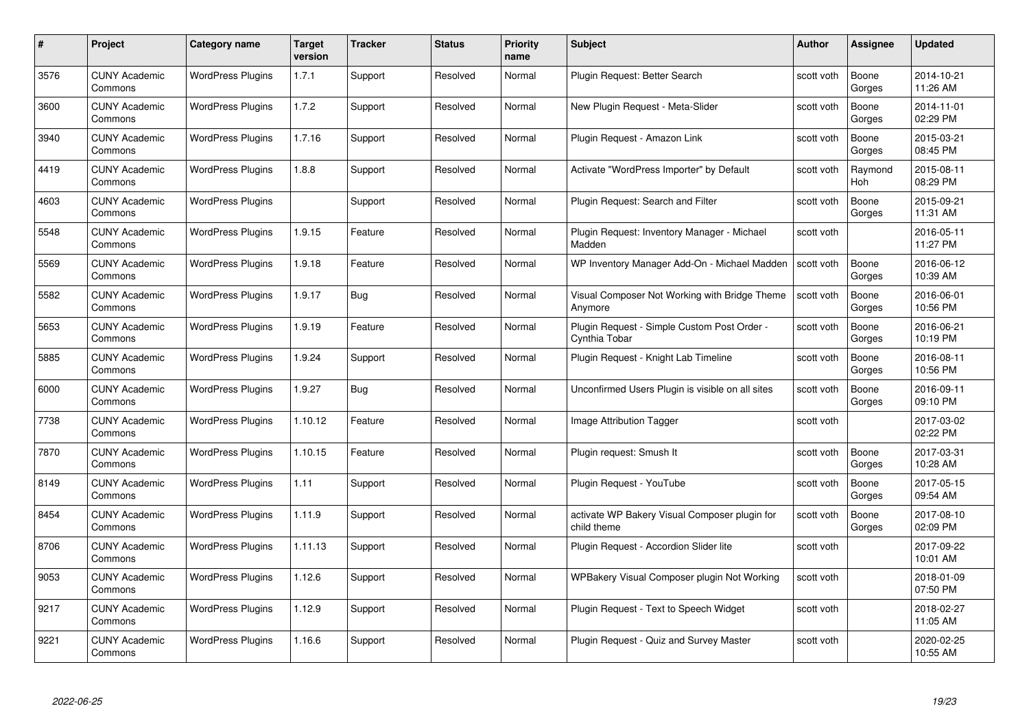| # | Project | Category name | Target version | Tracker | Status | Priority name | Subject | Author | Assignee | Updated |
|---|---|---|---|---|---|---|---|---|---|---|
| 3576 | CUNY Academic Commons | WordPress Plugins | 1.7.1 | Support | Resolved | Normal | Plugin Request: Better Search | scott voth | Boone Gorges | 2014-10-21 11:26 AM |
| 3600 | CUNY Academic Commons | WordPress Plugins | 1.7.2 | Support | Resolved | Normal | New Plugin Request - Meta-Slider | scott voth | Boone Gorges | 2014-11-01 02:29 PM |
| 3940 | CUNY Academic Commons | WordPress Plugins | 1.7.16 | Support | Resolved | Normal | Plugin Request - Amazon Link | scott voth | Boone Gorges | 2015-03-21 08:45 PM |
| 4419 | CUNY Academic Commons | WordPress Plugins | 1.8.8 | Support | Resolved | Normal | Activate "WordPress Importer" by Default | scott voth | Raymond Hoh | 2015-08-11 08:29 PM |
| 4603 | CUNY Academic Commons | WordPress Plugins | | Support | Resolved | Normal | Plugin Request: Search and Filter | scott voth | Boone Gorges | 2015-09-21 11:31 AM |
| 5548 | CUNY Academic Commons | WordPress Plugins | 1.9.15 | Feature | Resolved | Normal | Plugin Request: Inventory Manager - Michael Madden | scott voth | | 2016-05-11 11:27 PM |
| 5569 | CUNY Academic Commons | WordPress Plugins | 1.9.18 | Feature | Resolved | Normal | WP Inventory Manager Add-On - Michael Madden | scott voth | Boone Gorges | 2016-06-12 10:39 AM |
| 5582 | CUNY Academic Commons | WordPress Plugins | 1.9.17 | Bug | Resolved | Normal | Visual Composer Not Working with Bridge Theme Anymore | scott voth | Boone Gorges | 2016-06-01 10:56 PM |
| 5653 | CUNY Academic Commons | WordPress Plugins | 1.9.19 | Feature | Resolved | Normal | Plugin Request - Simple Custom Post Order - Cynthia Tobar | scott voth | Boone Gorges | 2016-06-21 10:19 PM |
| 5885 | CUNY Academic Commons | WordPress Plugins | 1.9.24 | Support | Resolved | Normal | Plugin Request - Knight Lab Timeline | scott voth | Boone Gorges | 2016-08-11 10:56 PM |
| 6000 | CUNY Academic Commons | WordPress Plugins | 1.9.27 | Bug | Resolved | Normal | Unconfirmed Users Plugin is visible on all sites | scott voth | Boone Gorges | 2016-09-11 09:10 PM |
| 7738 | CUNY Academic Commons | WordPress Plugins | 1.10.12 | Feature | Resolved | Normal | Image Attribution Tagger | scott voth | | 2017-03-02 02:22 PM |
| 7870 | CUNY Academic Commons | WordPress Plugins | 1.10.15 | Feature | Resolved | Normal | Plugin request: Smush It | scott voth | Boone Gorges | 2017-03-31 10:28 AM |
| 8149 | CUNY Academic Commons | WordPress Plugins | 1.11 | Support | Resolved | Normal | Plugin Request - YouTube | scott voth | Boone Gorges | 2017-05-15 09:54 AM |
| 8454 | CUNY Academic Commons | WordPress Plugins | 1.11.9 | Support | Resolved | Normal | activate WP Bakery Visual Composer plugin for child theme | scott voth | Boone Gorges | 2017-08-10 02:09 PM |
| 8706 | CUNY Academic Commons | WordPress Plugins | 1.11.13 | Support | Resolved | Normal | Plugin Request - Accordion Slider lite | scott voth | | 2017-09-22 10:01 AM |
| 9053 | CUNY Academic Commons | WordPress Plugins | 1.12.6 | Support | Resolved | Normal | WPBakery Visual Composer plugin Not Working | scott voth | | 2018-01-09 07:50 PM |
| 9217 | CUNY Academic Commons | WordPress Plugins | 1.12.9 | Support | Resolved | Normal | Plugin Request - Text to Speech Widget | scott voth | | 2018-02-27 11:05 AM |
| 9221 | CUNY Academic Commons | WordPress Plugins | 1.16.6 | Support | Resolved | Normal | Plugin Request - Quiz and Survey Master | scott voth | | 2020-02-25 10:55 AM |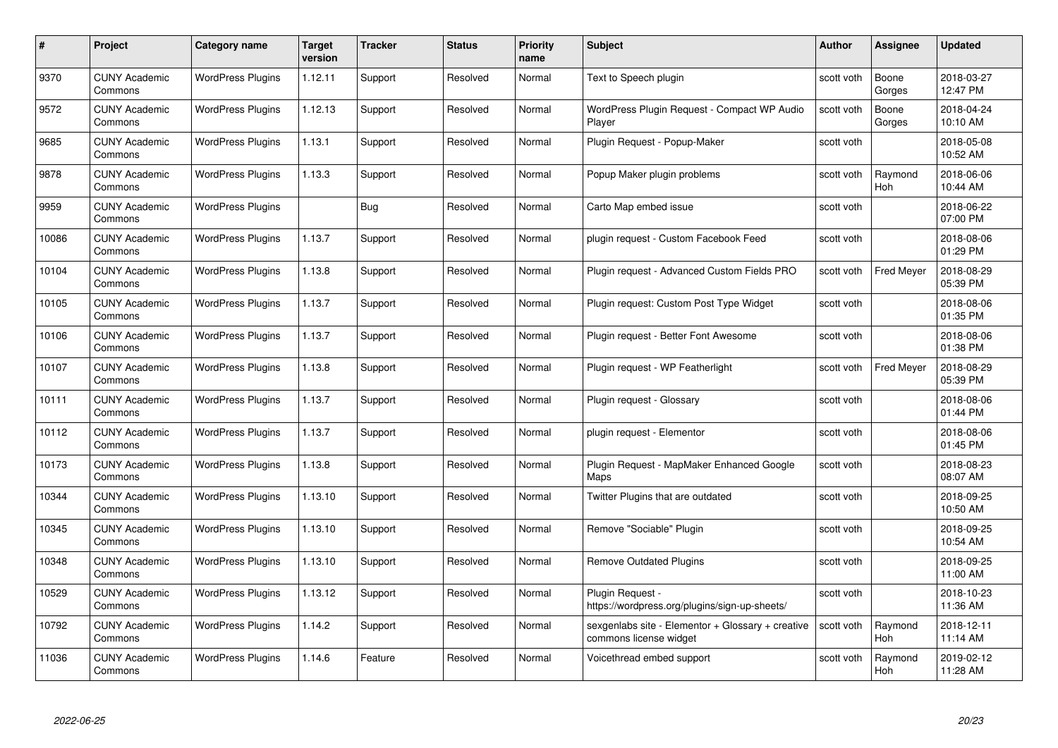| # | Project | Category name | Target version | Tracker | Status | Priority name | Subject | Author | Assignee | Updated |
|---|---|---|---|---|---|---|---|---|---|---|
| 9370 | CUNY Academic Commons | WordPress Plugins | 1.12.11 | Support | Resolved | Normal | Text to Speech plugin | scott voth | Boone Gorges | 2018-03-27 12:47 PM |
| 9572 | CUNY Academic Commons | WordPress Plugins | 1.12.13 | Support | Resolved | Normal | WordPress Plugin Request - Compact WP Audio Player | scott voth | Boone Gorges | 2018-04-24 10:10 AM |
| 9685 | CUNY Academic Commons | WordPress Plugins | 1.13.1 | Support | Resolved | Normal | Plugin Request - Popup-Maker | scott voth | | 2018-05-08 10:52 AM |
| 9878 | CUNY Academic Commons | WordPress Plugins | 1.13.3 | Support | Resolved | Normal | Popup Maker plugin problems | scott voth | Raymond Hoh | 2018-06-06 10:44 AM |
| 9959 | CUNY Academic Commons | WordPress Plugins | | Bug | Resolved | Normal | Carto Map embed issue | scott voth | | 2018-06-22 07:00 PM |
| 10086 | CUNY Academic Commons | WordPress Plugins | 1.13.7 | Support | Resolved | Normal | plugin request - Custom Facebook Feed | scott voth | | 2018-08-06 01:29 PM |
| 10104 | CUNY Academic Commons | WordPress Plugins | 1.13.8 | Support | Resolved | Normal | Plugin request - Advanced Custom Fields PRO | scott voth | Fred Meyer | 2018-08-29 05:39 PM |
| 10105 | CUNY Academic Commons | WordPress Plugins | 1.13.7 | Support | Resolved | Normal | Plugin request: Custom Post Type Widget | scott voth | | 2018-08-06 01:35 PM |
| 10106 | CUNY Academic Commons | WordPress Plugins | 1.13.7 | Support | Resolved | Normal | Plugin request - Better Font Awesome | scott voth | | 2018-08-06 01:38 PM |
| 10107 | CUNY Academic Commons | WordPress Plugins | 1.13.8 | Support | Resolved | Normal | Plugin request - WP Featherlight | scott voth | Fred Meyer | 2018-08-29 05:39 PM |
| 10111 | CUNY Academic Commons | WordPress Plugins | 1.13.7 | Support | Resolved | Normal | Plugin request - Glossary | scott voth | | 2018-08-06 01:44 PM |
| 10112 | CUNY Academic Commons | WordPress Plugins | 1.13.7 | Support | Resolved | Normal | plugin request - Elementor | scott voth | | 2018-08-06 01:45 PM |
| 10173 | CUNY Academic Commons | WordPress Plugins | 1.13.8 | Support | Resolved | Normal | Plugin Request - MapMaker Enhanced Google Maps | scott voth | | 2018-08-23 08:07 AM |
| 10344 | CUNY Academic Commons | WordPress Plugins | 1.13.10 | Support | Resolved | Normal | Twitter Plugins that are outdated | scott voth | | 2018-09-25 10:50 AM |
| 10345 | CUNY Academic Commons | WordPress Plugins | 1.13.10 | Support | Resolved | Normal | Remove "Sociable" Plugin | scott voth | | 2018-09-25 10:54 AM |
| 10348 | CUNY Academic Commons | WordPress Plugins | 1.13.10 | Support | Resolved | Normal | Remove Outdated Plugins | scott voth | | 2018-09-25 11:00 AM |
| 10529 | CUNY Academic Commons | WordPress Plugins | 1.13.12 | Support | Resolved | Normal | Plugin Request - https://wordpress.org/plugins/sign-up-sheets/ | scott voth | | 2018-10-23 11:36 AM |
| 10792 | CUNY Academic Commons | WordPress Plugins | 1.14.2 | Support | Resolved | Normal | sexgenlabs site - Elementor + Glossary + creative commons license widget | scott voth | Raymond Hoh | 2018-12-11 11:14 AM |
| 11036 | CUNY Academic Commons | WordPress Plugins | 1.14.6 | Feature | Resolved | Normal | Voicethread embed support | scott voth | Raymond Hoh | 2019-02-12 11:28 AM |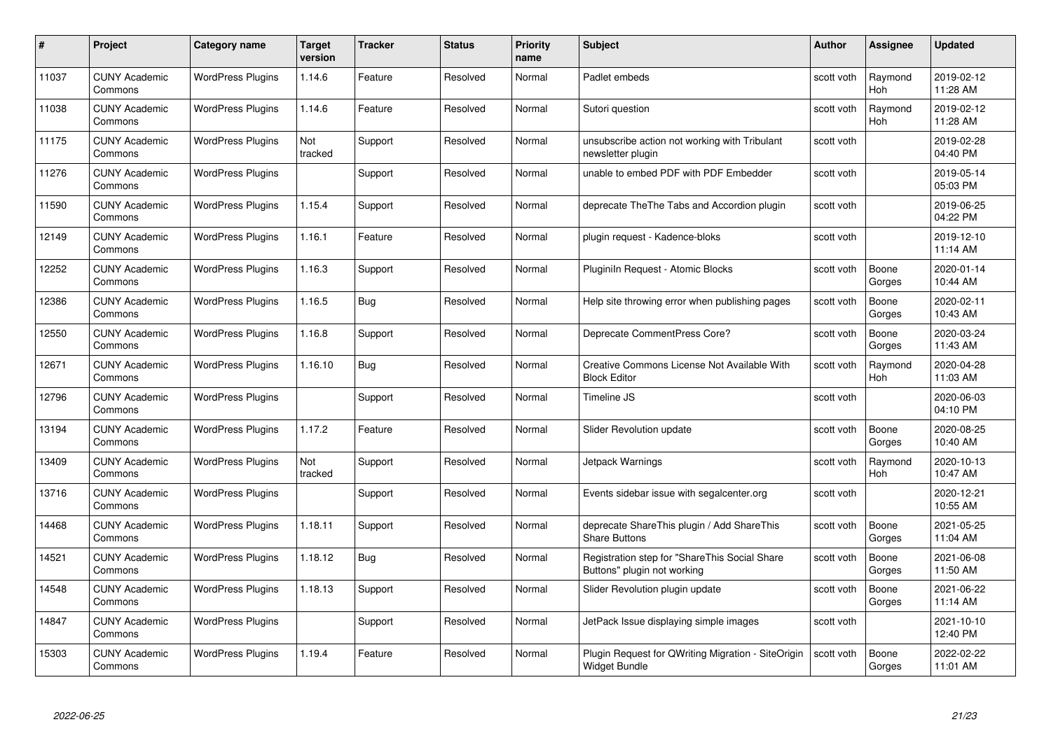| # | Project | Category name | Target version | Tracker | Status | Priority name | Subject | Author | Assignee | Updated |
|---|---|---|---|---|---|---|---|---|---|---|
| 11037 | CUNY Academic Commons | WordPress Plugins | 1.14.6 | Feature | Resolved | Normal | Padlet embeds | scott voth | Raymond Hoh | 2019-02-12 11:28 AM |
| 11038 | CUNY Academic Commons | WordPress Plugins | 1.14.6 | Feature | Resolved | Normal | Sutori question | scott voth | Raymond Hoh | 2019-02-12 11:28 AM |
| 11175 | CUNY Academic Commons | WordPress Plugins | Not tracked | Support | Resolved | Normal | unsubscribe action not working with Tribulant newsletter plugin | scott voth | | 2019-02-28 04:40 PM |
| 11276 | CUNY Academic Commons | WordPress Plugins | | Support | Resolved | Normal | unable to embed PDF with PDF Embedder | scott voth | | 2019-05-14 05:03 PM |
| 11590 | CUNY Academic Commons | WordPress Plugins | 1.15.4 | Support | Resolved | Normal | deprecate TheThe Tabs and Accordion plugin | scott voth | | 2019-06-25 04:22 PM |
| 12149 | CUNY Academic Commons | WordPress Plugins | 1.16.1 | Feature | Resolved | Normal | plugin request - Kadence-bloks | scott voth | | 2019-12-10 11:14 AM |
| 12252 | CUNY Academic Commons | WordPress Plugins | 1.16.3 | Support | Resolved | Normal | PluginIn Request - Atomic Blocks | scott voth | Boone Gorges | 2020-01-14 10:44 AM |
| 12386 | CUNY Academic Commons | WordPress Plugins | 1.16.5 | Bug | Resolved | Normal | Help site throwing error when publishing pages | scott voth | Boone Gorges | 2020-02-11 10:43 AM |
| 12550 | CUNY Academic Commons | WordPress Plugins | 1.16.8 | Support | Resolved | Normal | Deprecate CommentPress Core? | scott voth | Boone Gorges | 2020-03-24 11:43 AM |
| 12671 | CUNY Academic Commons | WordPress Plugins | 1.16.10 | Bug | Resolved | Normal | Creative Commons License Not Available With Block Editor | scott voth | Raymond Hoh | 2020-04-28 11:03 AM |
| 12796 | CUNY Academic Commons | WordPress Plugins | | Support | Resolved | Normal | Timeline JS | scott voth | | 2020-06-03 04:10 PM |
| 13194 | CUNY Academic Commons | WordPress Plugins | 1.17.2 | Feature | Resolved | Normal | Slider Revolution update | scott voth | Boone Gorges | 2020-08-25 10:40 AM |
| 13409 | CUNY Academic Commons | WordPress Plugins | Not tracked | Support | Resolved | Normal | Jetpack Warnings | scott voth | Raymond Hoh | 2020-10-13 10:47 AM |
| 13716 | CUNY Academic Commons | WordPress Plugins | | Support | Resolved | Normal | Events sidebar issue with segalcenter.org | scott voth | | 2020-12-21 10:55 AM |
| 14468 | CUNY Academic Commons | WordPress Plugins | 1.18.11 | Support | Resolved | Normal | deprecate ShareThis plugin / Add ShareThis Share Buttons | scott voth | Boone Gorges | 2021-05-25 11:04 AM |
| 14521 | CUNY Academic Commons | WordPress Plugins | 1.18.12 | Bug | Resolved | Normal | Registration step for "ShareThis Social Share Buttons" plugin not working | scott voth | Boone Gorges | 2021-06-08 11:50 AM |
| 14548 | CUNY Academic Commons | WordPress Plugins | 1.18.13 | Support | Resolved | Normal | Slider Revolution plugin update | scott voth | Boone Gorges | 2021-06-22 11:14 AM |
| 14847 | CUNY Academic Commons | WordPress Plugins | | Support | Resolved | Normal | JetPack Issue displaying simple images | scott voth | | 2021-10-10 12:40 PM |
| 15303 | CUNY Academic Commons | WordPress Plugins | 1.19.4 | Feature | Resolved | Normal | Plugin Request for QWriting Migration - SiteOrigin Widget Bundle | scott voth | Boone Gorges | 2022-02-22 11:01 AM |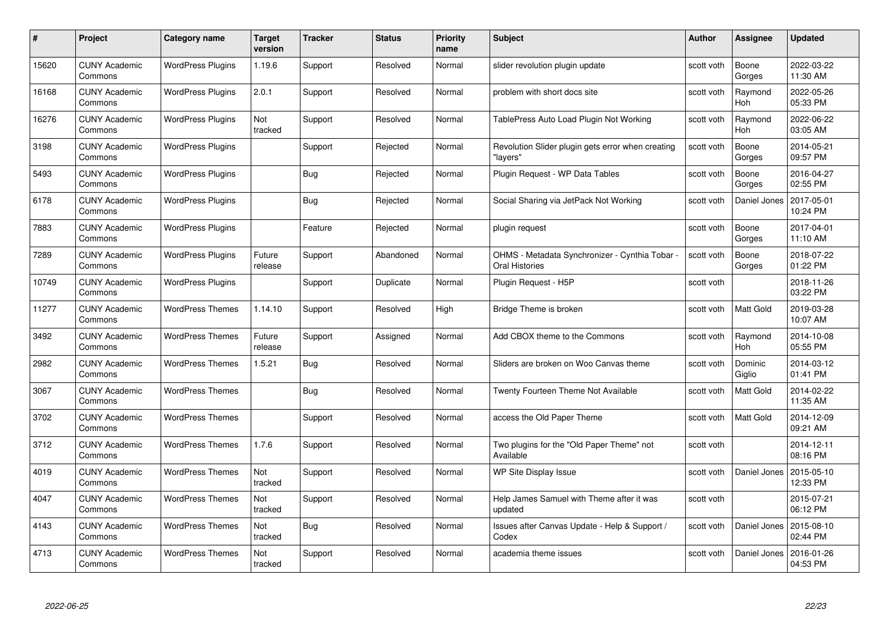| # | Project | Category name | Target version | Tracker | Status | Priority name | Subject | Author | Assignee | Updated |
|---|---|---|---|---|---|---|---|---|---|---|
| 15620 | CUNY Academic Commons | WordPress Plugins | 1.19.6 | Support | Resolved | Normal | slider revolution plugin update | scott voth | Boone Gorges | 2022-03-22 11:30 AM |
| 16168 | CUNY Academic Commons | WordPress Plugins | 2.0.1 | Support | Resolved | Normal | problem with short docs site | scott voth | Raymond Hoh | 2022-05-26 05:33 PM |
| 16276 | CUNY Academic Commons | WordPress Plugins | Not tracked | Support | Resolved | Normal | TablePress Auto Load Plugin Not Working | scott voth | Raymond Hoh | 2022-06-22 03:05 AM |
| 3198 | CUNY Academic Commons | WordPress Plugins | | Support | Rejected | Normal | Revolution Slider plugin gets error when creating "layers" | scott voth | Boone Gorges | 2014-05-21 09:57 PM |
| 5493 | CUNY Academic Commons | WordPress Plugins | | Bug | Rejected | Normal | Plugin Request - WP Data Tables | scott voth | Boone Gorges | 2016-04-27 02:55 PM |
| 6178 | CUNY Academic Commons | WordPress Plugins | | Bug | Rejected | Normal | Social Sharing via JetPack Not Working | scott voth | Daniel Jones | 2017-05-01 10:24 PM |
| 7883 | CUNY Academic Commons | WordPress Plugins | | Feature | Rejected | Normal | plugin request | scott voth | Boone Gorges | 2017-04-01 11:10 AM |
| 7289 | CUNY Academic Commons | WordPress Plugins | Future release | Support | Abandoned | Normal | OHMS - Metadata Synchronizer - Cynthia Tobar - Oral Histories | scott voth | Boone Gorges | 2018-07-22 01:22 PM |
| 10749 | CUNY Academic Commons | WordPress Plugins | | Support | Duplicate | Normal | Plugin Request - H5P | scott voth | | 2018-11-26 03:22 PM |
| 11277 | CUNY Academic Commons | WordPress Themes | 1.14.10 | Support | Resolved | High | Bridge Theme is broken | scott voth | Matt Gold | 2019-03-28 10:07 AM |
| 3492 | CUNY Academic Commons | WordPress Themes | Future release | Support | Assigned | Normal | Add CBOX theme to the Commons | scott voth | Raymond Hoh | 2014-10-08 05:55 PM |
| 2982 | CUNY Academic Commons | WordPress Themes | 1.5.21 | Bug | Resolved | Normal | Sliders are broken on Woo Canvas theme | scott voth | Dominic Giglio | 2014-03-12 01:41 PM |
| 3067 | CUNY Academic Commons | WordPress Themes | | Bug | Resolved | Normal | Twenty Fourteen Theme Not Available | scott voth | Matt Gold | 2014-02-22 11:35 AM |
| 3702 | CUNY Academic Commons | WordPress Themes | | Support | Resolved | Normal | access the Old Paper Theme | scott voth | Matt Gold | 2014-12-09 09:21 AM |
| 3712 | CUNY Academic Commons | WordPress Themes | 1.7.6 | Support | Resolved | Normal | Two plugins for the "Old Paper Theme" not Available | scott voth | | 2014-12-11 08:16 PM |
| 4019 | CUNY Academic Commons | WordPress Themes | Not tracked | Support | Resolved | Normal | WP Site Display Issue | scott voth | Daniel Jones | 2015-05-10 12:33 PM |
| 4047 | CUNY Academic Commons | WordPress Themes | Not tracked | Support | Resolved | Normal | Help James Samuel with Theme after it was updated | scott voth | | 2015-07-21 06:12 PM |
| 4143 | CUNY Academic Commons | WordPress Themes | Not tracked | Bug | Resolved | Normal | Issues after Canvas Update - Help & Support / Codex | scott voth | Daniel Jones | 2015-08-10 02:44 PM |
| 4713 | CUNY Academic Commons | WordPress Themes | Not tracked | Support | Resolved | Normal | academia theme issues | scott voth | Daniel Jones | 2016-01-26 04:53 PM |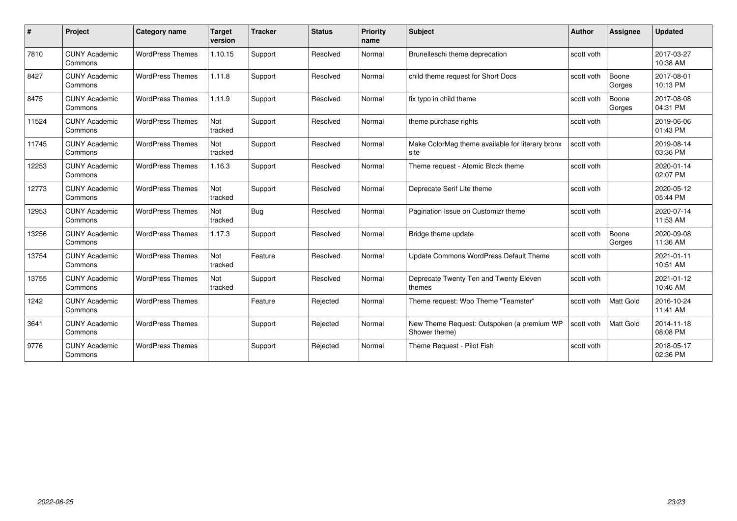| # | Project | Category name | Target version | Tracker | Status | Priority name | Subject | Author | Assignee | Updated |
|---|---|---|---|---|---|---|---|---|---|---|
| 7810 | CUNY Academic Commons | WordPress Themes | 1.10.15 | Support | Resolved | Normal | Brunelleschi theme deprecation | scott voth | | 2017-03-27 10:38 AM |
| 8427 | CUNY Academic Commons | WordPress Themes | 1.11.8 | Support | Resolved | Normal | child theme request for Short Docs | scott voth | Boone Gorges | 2017-08-01 10:13 PM |
| 8475 | CUNY Academic Commons | WordPress Themes | 1.11.9 | Support | Resolved | Normal | fix typo in child theme | scott voth | Boone Gorges | 2017-08-08 04:31 PM |
| 11524 | CUNY Academic Commons | WordPress Themes | Not tracked | Support | Resolved | Normal | theme purchase rights | scott voth | | 2019-06-06 01:43 PM |
| 11745 | CUNY Academic Commons | WordPress Themes | Not tracked | Support | Resolved | Normal | Make ColorMag theme available for literary bronx site | scott voth | | 2019-08-14 03:36 PM |
| 12253 | CUNY Academic Commons | WordPress Themes | 1.16.3 | Support | Resolved | Normal | Theme request - Atomic Block theme | scott voth | | 2020-01-14 02:07 PM |
| 12773 | CUNY Academic Commons | WordPress Themes | Not tracked | Support | Resolved | Normal | Deprecate Serif Lite theme | scott voth | | 2020-05-12 05:44 PM |
| 12953 | CUNY Academic Commons | WordPress Themes | Not tracked | Bug | Resolved | Normal | Pagination Issue on Customizr theme | scott voth | | 2020-07-14 11:53 AM |
| 13256 | CUNY Academic Commons | WordPress Themes | 1.17.3 | Support | Resolved | Normal | Bridge theme update | scott voth | Boone Gorges | 2020-09-08 11:36 AM |
| 13754 | CUNY Academic Commons | WordPress Themes | Not tracked | Feature | Resolved | Normal | Update Commons WordPress Default Theme | scott voth | | 2021-01-11 10:51 AM |
| 13755 | CUNY Academic Commons | WordPress Themes | Not tracked | Support | Resolved | Normal | Deprecate Twenty Ten and Twenty Eleven themes | scott voth | | 2021-01-12 10:46 AM |
| 1242 | CUNY Academic Commons | WordPress Themes | | Feature | Rejected | Normal | Theme request: Woo Theme "Teamster" | scott voth | Matt Gold | 2016-10-24 11:41 AM |
| 3641 | CUNY Academic Commons | WordPress Themes | | Support | Rejected | Normal | New Theme Request: Outspoken (a premium WP Shower theme) | scott voth | Matt Gold | 2014-11-18 08:08 PM |
| 9776 | CUNY Academic Commons | WordPress Themes | | Support | Rejected | Normal | Theme Request - Pilot Fish | scott voth | | 2018-05-17 02:36 PM |